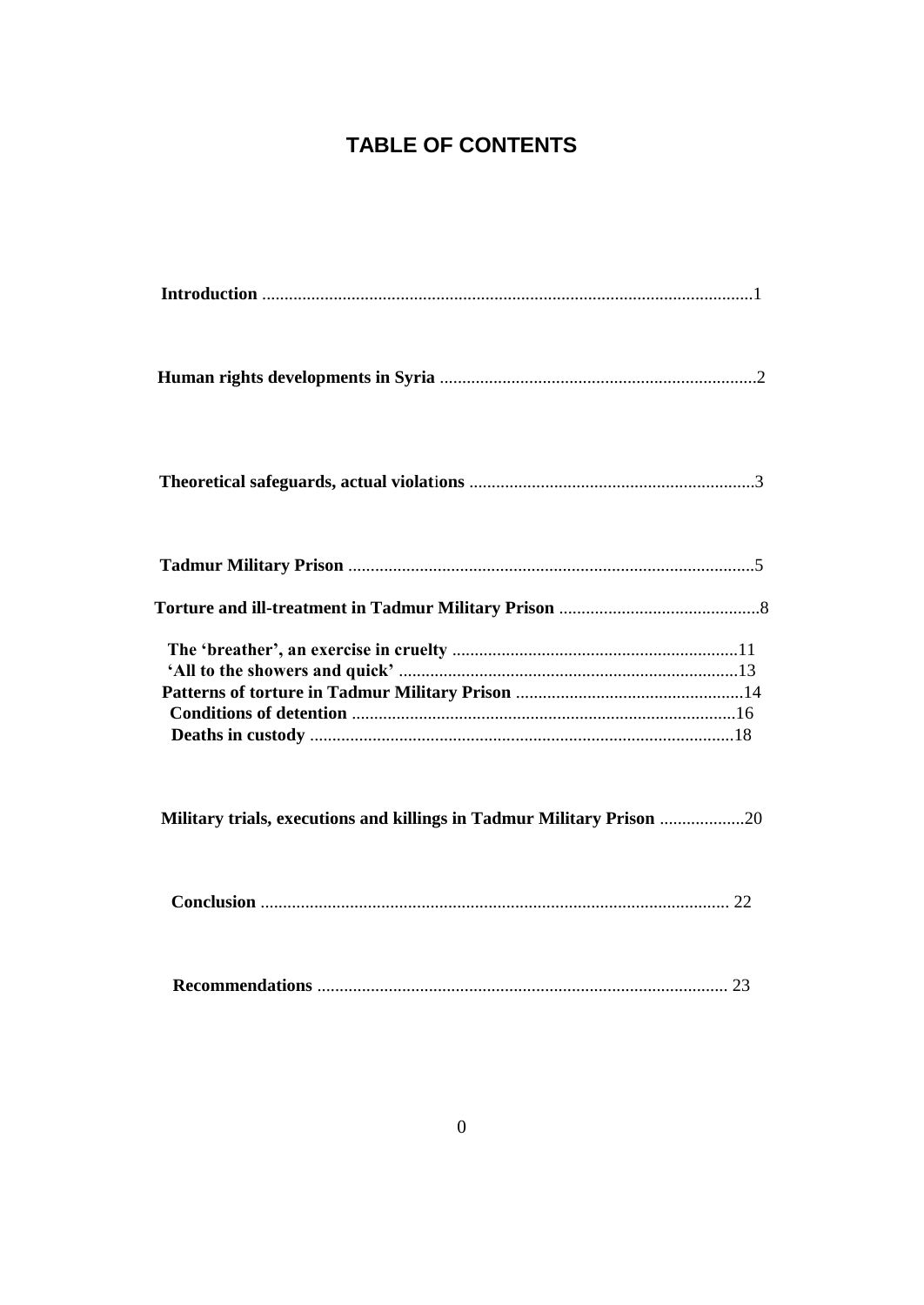# TABLE OF CONTENTS

**Introduction** ............................................................................................................1

**Human rights developments in Syria** ......................................................................2

**Theoretical safeguards, actual violations** ................................................................3

**Tadmur Military Prison** ..........................................................................................5

**Torture and ill-treatment in Tadmur Military Prison** ............................................8

**The 'breather', an exercise in cruelty** ................................................................11
**'All to the showers and quick'** ...........................................................................13
**Patterns of torture in Tadmur Military Prison** ...................................................14
**Conditions of detention** .......................................................................................16
**Deaths in custody** ................................................................................................18

**Military trials, executions and killings in Tadmur Military Prison** ...................20

**Conclusion** ........................................................................................................ 22

**Recommendations** ........................................................................................... 23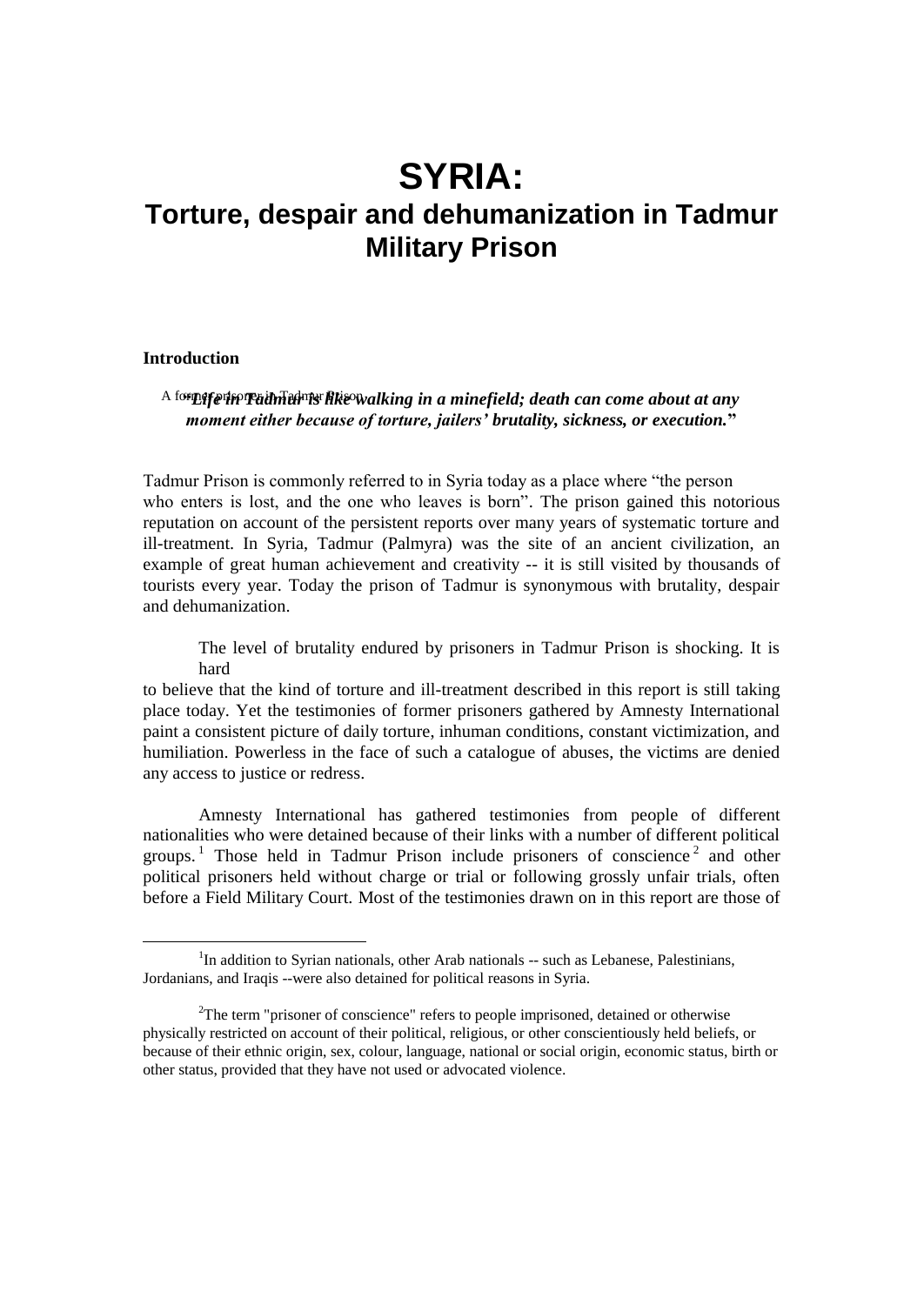# SYRIA:

## Torture, despair and dehumanization in Tadmur Military Prison

### Introduction

> ***"Life in Tadmur is like walking in a minefield; death can come about at any moment either because of torture, jailers' brutality, sickness, or execution."***
>
> A former prisoner in Tadmur Prison

Tadmur Prison is commonly referred to in Syria today as a place where "the person who enters is lost, and the one who leaves is born". The prison gained this notorious reputation on account of the persistent reports over many years of systematic torture and ill-treatment. In Syria, Tadmur (Palmyra) was the site of an ancient civilization, an example of great human achievement and creativity -- it is still visited by thousands of tourists every year. Today the prison of Tadmur is synonymous with brutality, despair and dehumanization.

The level of brutality endured by prisoners in Tadmur Prison is shocking. It is hard to believe that the kind of torture and ill-treatment described in this report is still taking place today. Yet the testimonies of former prisoners gathered by Amnesty International paint a consistent picture of daily torture, inhuman conditions, constant victimization, and humiliation. Powerless in the face of such a catalogue of abuses, the victims are denied any access to justice or redress.

Amnesty International has gathered testimonies from people of different nationalities who were detained because of their links with a number of different political groups.[1] Those held in Tadmur Prison include prisoners of conscience[2] and other political prisoners held without charge or trial or following grossly unfair trials, often before a Field Military Court. Most of the testimonies drawn on in this report are those of

---

[1] In addition to Syrian nationals, other Arab nationals -- such as Lebanese, Palestinians, Jordanians, and Iraqis --were also detained for political reasons in Syria.

[2] The term "prisoner of conscience" refers to people imprisoned, detained or otherwise physically restricted on account of their political, religious, or other conscientiously held beliefs, or because of their ethnic origin, sex, colour, language, national or social origin, economic status, birth or other status, provided that they have not used or advocated violence.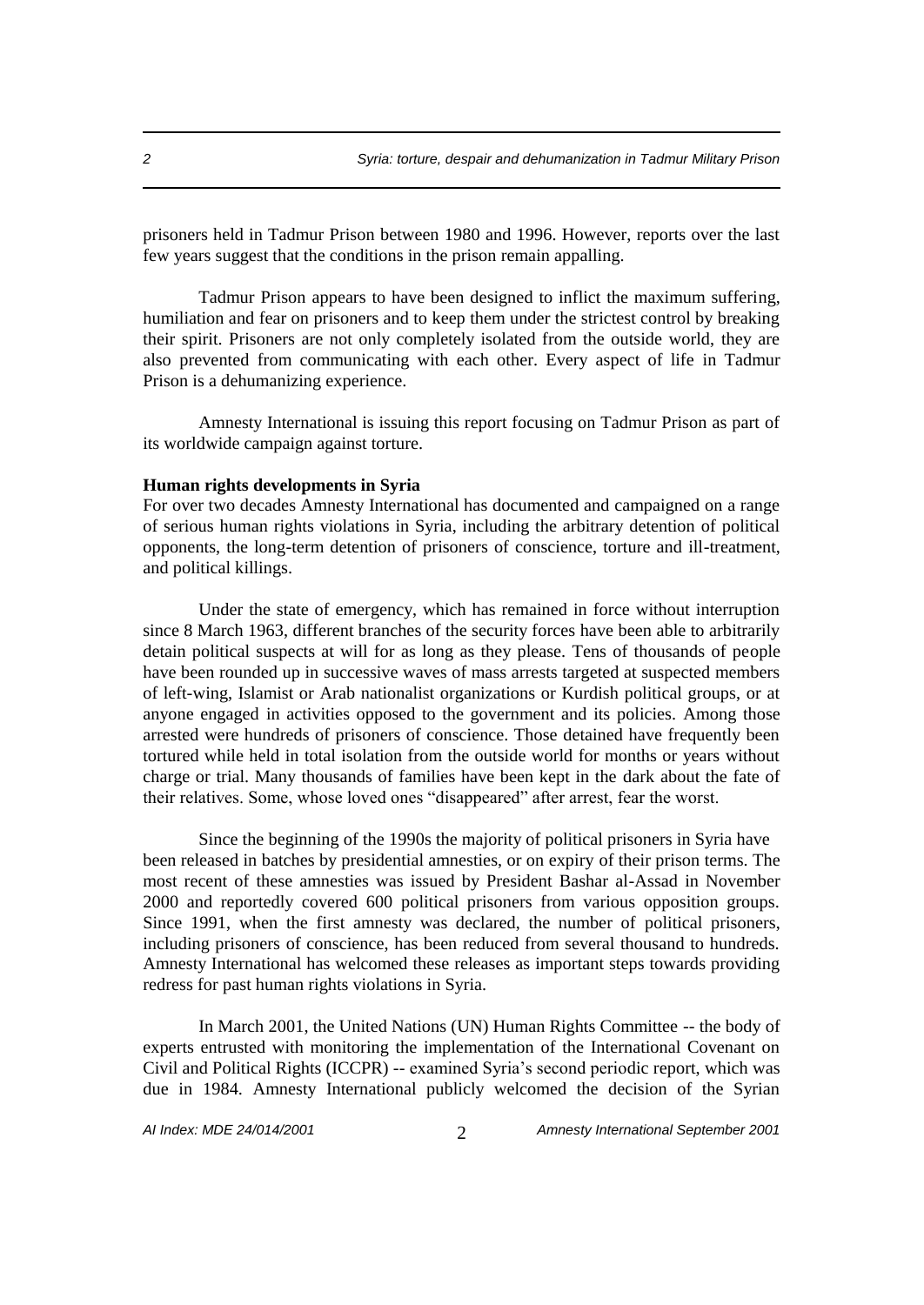prisoners held in Tadmur Prison between 1980 and 1996. However, reports over the last few years suggest that the conditions in the prison remain appalling.

Tadmur Prison appears to have been designed to inflict the maximum suffering, humiliation and fear on prisoners and to keep them under the strictest control by breaking their spirit. Prisoners are not only completely isolated from the outside world, they are also prevented from communicating with each other. Every aspect of life in Tadmur Prison is a dehumanizing experience.

Amnesty International is issuing this report focusing on Tadmur Prison as part of its worldwide campaign against torture.

**Human rights developments in Syria**

For over two decades Amnesty International has documented and campaigned on a range of serious human rights violations in Syria, including the arbitrary detention of political opponents, the long-term detention of prisoners of conscience, torture and ill-treatment, and political killings.

Under the state of emergency, which has remained in force without interruption since 8 March 1963, different branches of the security forces have been able to arbitrarily detain political suspects at will for as long as they please. Tens of thousands of people have been rounded up in successive waves of mass arrests targeted at suspected members of left-wing, Islamist or Arab nationalist organizations or Kurdish political groups, or at anyone engaged in activities opposed to the government and its policies. Among those arrested were hundreds of prisoners of conscience. Those detained have frequently been tortured while held in total isolation from the outside world for months or years without charge or trial. Many thousands of families have been kept in the dark about the fate of their relatives. Some, whose loved ones "disappeared" after arrest, fear the worst.

Since the beginning of the 1990s the majority of political prisoners in Syria have been released in batches by presidential amnesties, or on expiry of their prison terms. The most recent of these amnesties was issued by President Bashar al-Assad in November 2000 and reportedly covered 600 political prisoners from various opposition groups. Since 1991, when the first amnesty was declared, the number of political prisoners, including prisoners of conscience, has been reduced from several thousand to hundreds. Amnesty International has welcomed these releases as important steps towards providing redress for past human rights violations in Syria.

In March 2001, the United Nations (UN) Human Rights Committee -- the body of experts entrusted with monitoring the implementation of the International Covenant on Civil and Political Rights (ICCPR) -- examined Syria's second periodic report, which was due in 1984. Amnesty International publicly welcomed the decision of the Syrian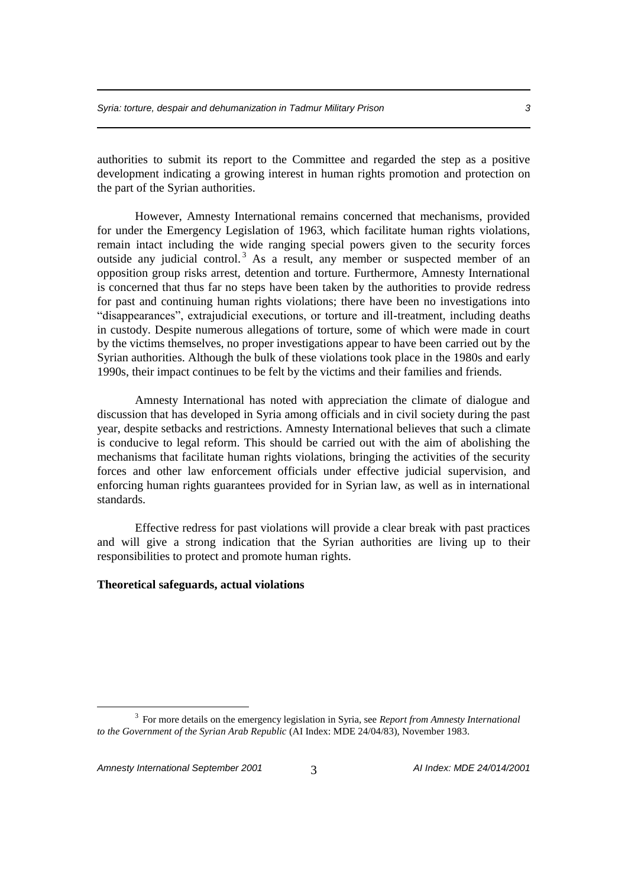authorities to submit its report to the Committee and regarded the step as a positive development indicating a growing interest in human rights promotion and protection on the part of the Syrian authorities.

However, Amnesty International remains concerned that mechanisms, provided for under the Emergency Legislation of 1963, which facilitate human rights violations, remain intact including the wide ranging special powers given to the security forces outside any judicial control.[3] As a result, any member or suspected member of an opposition group risks arrest, detention and torture. Furthermore, Amnesty International is concerned that thus far no steps have been taken by the authorities to provide redress for past and continuing human rights violations; there have been no investigations into "disappearances", extrajudicial executions, or torture and ill-treatment, including deaths in custody. Despite numerous allegations of torture, some of which were made in court by the victims themselves, no proper investigations appear to have been carried out by the Syrian authorities. Although the bulk of these violations took place in the 1980s and early 1990s, their impact continues to be felt by the victims and their families and friends.

Amnesty International has noted with appreciation the climate of dialogue and discussion that has developed in Syria among officials and in civil society during the past year, despite setbacks and restrictions. Amnesty International believes that such a climate is conducive to legal reform. This should be carried out with the aim of abolishing the mechanisms that facilitate human rights violations, bringing the activities of the security forces and other law enforcement officials under effective judicial supervision, and enforcing human rights guarantees provided for in Syrian law, as well as in international standards.

Effective redress for past violations will provide a clear break with past practices and will give a strong indication that the Syrian authorities are living up to their responsibilities to protect and promote human rights.

**Theoretical safeguards, actual violations**

[3] For more details on the emergency legislation in Syria, see *Report from Amnesty International to the Government of the Syrian Arab Republic* (AI Index: MDE 24/04/83), November 1983.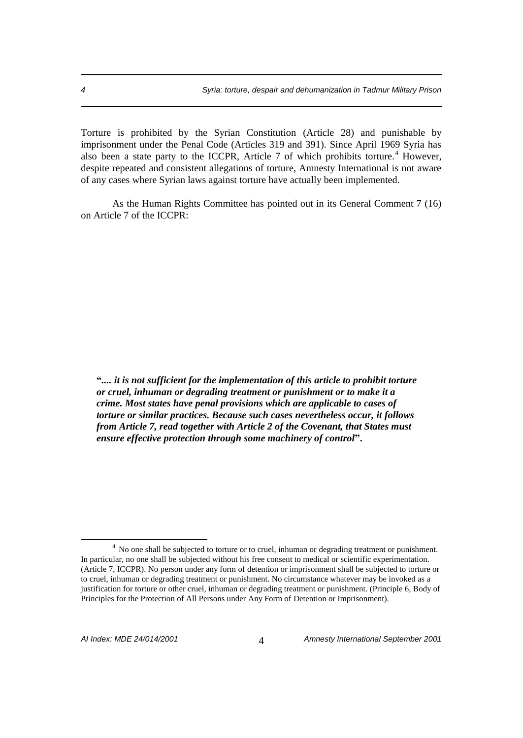Torture is prohibited by the Syrian Constitution (Article 28) and punishable by imprisonment under the Penal Code (Articles 319 and 391). Since April 1969 Syria has also been a state party to the ICCPR, Article 7 of which prohibits torture.[4] However, despite repeated and consistent allegations of torture, Amnesty International is not aware of any cases where Syrian laws against torture have actually been implemented.

As the Human Rights Committee has pointed out in its General Comment 7 (16) on Article 7 of the ICCPR:

> "*.... it is not sufficient for the implementation of this article to prohibit torture or cruel, inhuman or degrading treatment or punishment or to make it a crime. Most states have penal provisions which are applicable to cases of torture or similar practices. Because such cases nevertheless occur, it follows from Article 7, read together with Article 2 of the Covenant, that States must ensure effective protection through some machinery of control*".

---

[4] No one shall be subjected to torture or to cruel, inhuman or degrading treatment or punishment. In particular, no one shall be subjected without his free consent to medical or scientific experimentation. (Article 7, ICCPR). No person under any form of detention or imprisonment shall be subjected to torture or to cruel, inhuman or degrading treatment or punishment. No circumstance whatever may be invoked as a justification for torture or other cruel, inhuman or degrading treatment or punishment. (Principle 6, Body of Principles for the Protection of All Persons under Any Form of Detention or Imprisonment).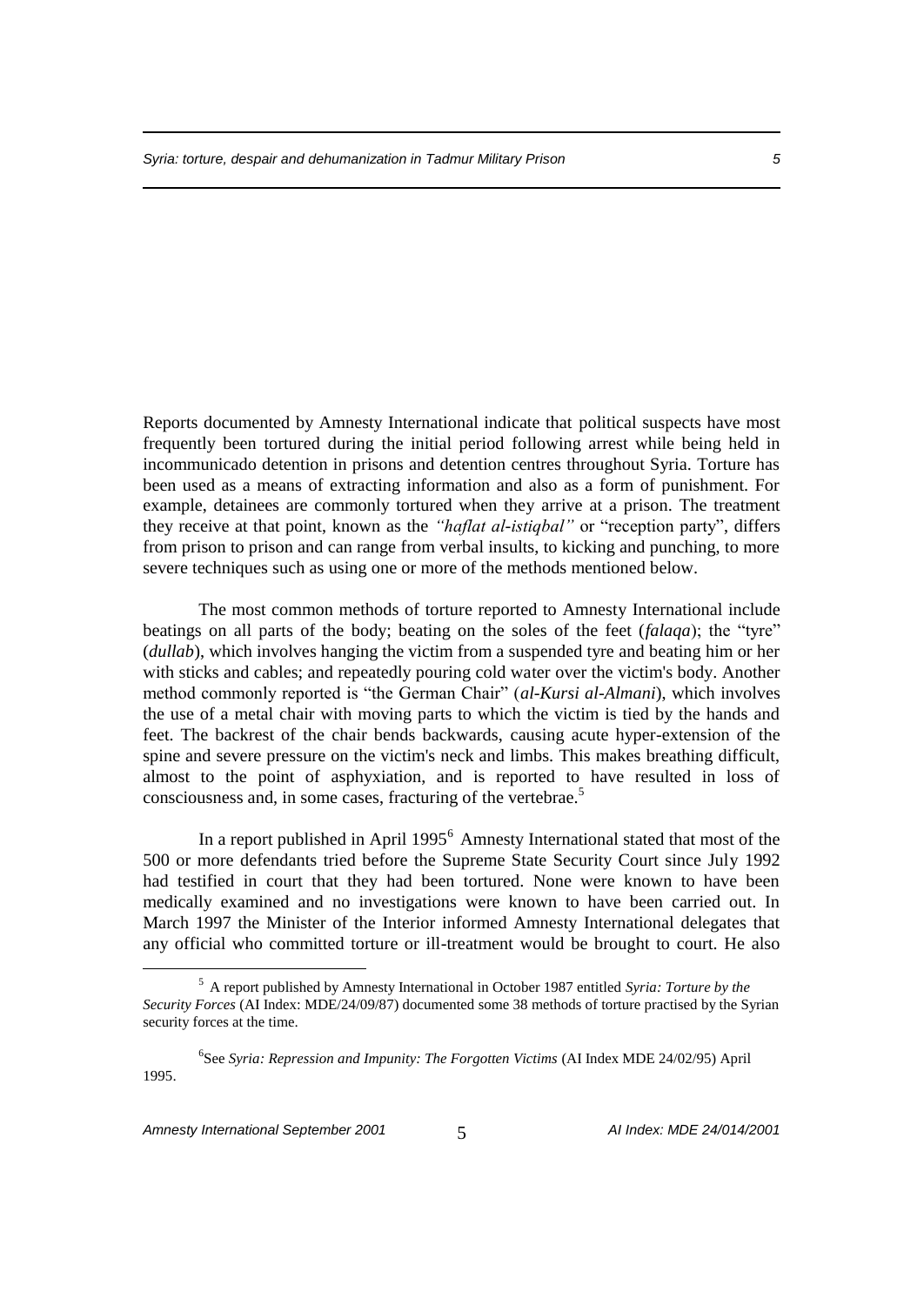Reports documented by Amnesty International indicate that political suspects have most frequently been tortured during the initial period following arrest while being held in incommunicado detention in prisons and detention centres throughout Syria. Torture has been used as a means of extracting information and also as a form of punishment. For example, detainees are commonly tortured when they arrive at a prison. The treatment they receive at that point, known as the *"haflat al-istiqbal"* or "reception party", differs from prison to prison and can range from verbal insults, to kicking and punching, to more severe techniques such as using one or more of the methods mentioned below.

The most common methods of torture reported to Amnesty International include beatings on all parts of the body; beating on the soles of the feet (*falaqa*); the "tyre" (*dullab*), which involves hanging the victim from a suspended tyre and beating him or her with sticks and cables; and repeatedly pouring cold water over the victim's body. Another method commonly reported is "the German Chair" (*al-Kursi al-Almani*), which involves the use of a metal chair with moving parts to which the victim is tied by the hands and feet. The backrest of the chair bends backwards, causing acute hyper-extension of the spine and severe pressure on the victim's neck and limbs. This makes breathing difficult, almost to the point of asphyxiation, and is reported to have resulted in loss of consciousness and, in some cases, fracturing of the vertebrae.[5]

In a report published in April 1995[6] Amnesty International stated that most of the 500 or more defendants tried before the Supreme State Security Court since July 1992 had testified in court that they had been tortured. None were known to have been medically examined and no investigations were known to have been carried out. In March 1997 the Minister of the Interior informed Amnesty International delegates that any official who committed torture or ill-treatment would be brought to court. He also

[5] A report published by Amnesty International in October 1987 entitled *Syria: Torture by the Security Forces* (AI Index: MDE/24/09/87) documented some 38 methods of torture practised by the Syrian security forces at the time.

[6] See *Syria: Repression and Impunity: The Forgotten Victims* (AI Index MDE 24/02/95) April 1995.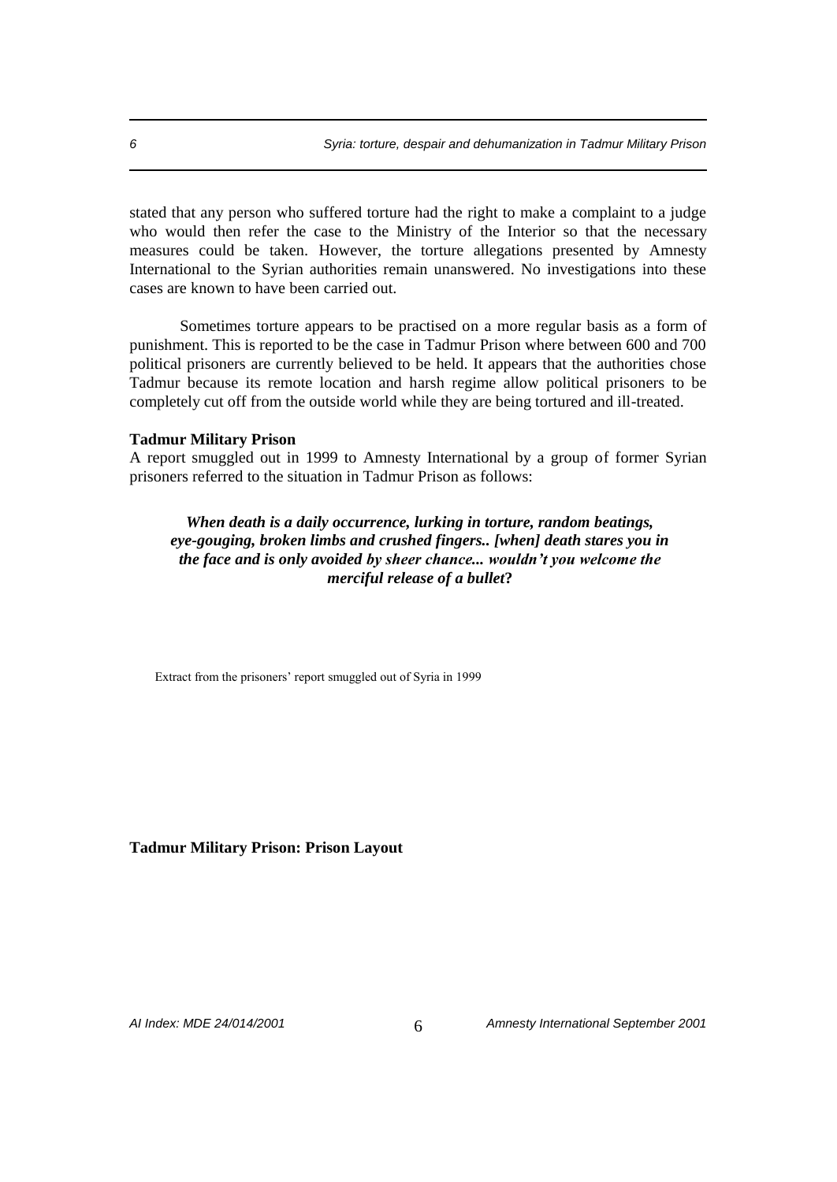stated that any person who suffered torture had the right to make a complaint to a judge who would then refer the case to the Ministry of the Interior so that the necessary measures could be taken. However, the torture allegations presented by Amnesty International to the Syrian authorities remain unanswered. No investigations into these cases are known to have been carried out.

Sometimes torture appears to be practised on a more regular basis as a form of punishment. This is reported to be the case in Tadmur Prison where between 600 and 700 political prisoners are currently believed to be held. It appears that the authorities chose Tadmur because its remote location and harsh regime allow political prisoners to be completely cut off from the outside world while they are being tortured and ill-treated.

**Tadmur Military Prison**

A report smuggled out in 1999 to Amnesty International by a group of former Syrian prisoners referred to the situation in Tadmur Prison as follows:

> ***When death is a daily occurrence, lurking in torture, random beatings, eye-gouging, broken limbs and crushed fingers.. [when] death stares you in the face and is only avoided by sheer chance... wouldn't you welcome the merciful release of a bullet?***

Extract from the prisoners' report smuggled out of Syria in 1999

**Tadmur Military Prison: Prison Layout**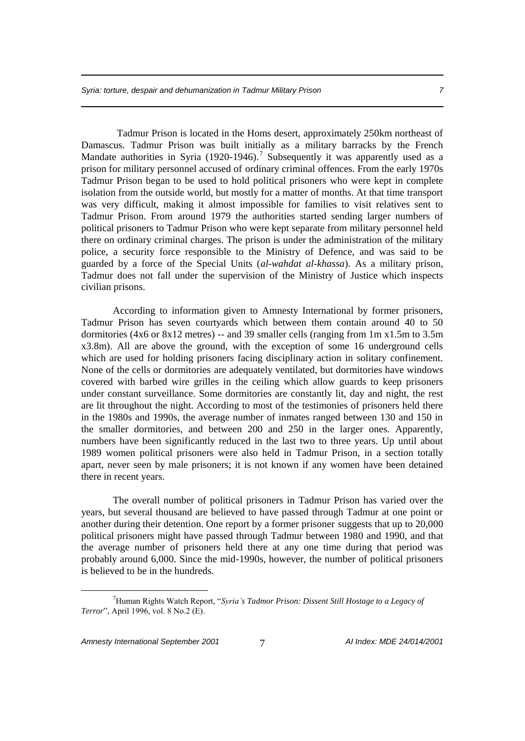Tadmur Prison is located in the Homs desert, approximately 250km northeast of Damascus. Tadmur Prison was built initially as a military barracks by the French Mandate authorities in Syria (1920-1946).[7] Subsequently it was apparently used as a prison for military personnel accused of ordinary criminal offences. From the early 1970s Tadmur Prison began to be used to hold political prisoners who were kept in complete isolation from the outside world, but mostly for a matter of months. At that time transport was very difficult, making it almost impossible for families to visit relatives sent to Tadmur Prison. From around 1979 the authorities started sending larger numbers of political prisoners to Tadmur Prison who were kept separate from military personnel held there on ordinary criminal charges. The prison is under the administration of the military police, a security force responsible to the Ministry of Defence, and was said to be guarded by a force of the Special Units (*al-wahdat al-khassa*). As a military prison, Tadmur does not fall under the supervision of the Ministry of Justice which inspects civilian prisons.

According to information given to Amnesty International by former prisoners, Tadmur Prison has seven courtyards which between them contain around 40 to 50 dormitories (4x6 or 8x12 metres) -- and 39 smaller cells (ranging from 1m x1.5m to 3.5m x3.8m). All are above the ground, with the exception of some 16 underground cells which are used for holding prisoners facing disciplinary action in solitary confinement. None of the cells or dormitories are adequately ventilated, but dormitories have windows covered with barbed wire grilles in the ceiling which allow guards to keep prisoners under constant surveillance. Some dormitories are constantly lit, day and night, the rest are lit throughout the night. According to most of the testimonies of prisoners held there in the 1980s and 1990s, the average number of inmates ranged between 130 and 150 in the smaller dormitories, and between 200 and 250 in the larger ones. Apparently, numbers have been significantly reduced in the last two to three years. Up until about 1989 women political prisoners were also held in Tadmur Prison, in a section totally apart, never seen by male prisoners; it is not known if any women have been detained there in recent years.

The overall number of political prisoners in Tadmur Prison has varied over the years, but several thousand are believed to have passed through Tadmur at one point or another during their detention. One report by a former prisoner suggests that up to 20,000 political prisoners might have passed through Tadmur between 1980 and 1990, and that the average number of prisoners held there at any one time during that period was probably around 6,000. Since the mid-1990s, however, the number of political prisoners is believed to be in the hundreds.

---

[7] Human Rights Watch Report, "*Syria's Tadmor Prison: Dissent Still Hostage to a Legacy of Terror*", April 1996, vol. 8 No.2 (E).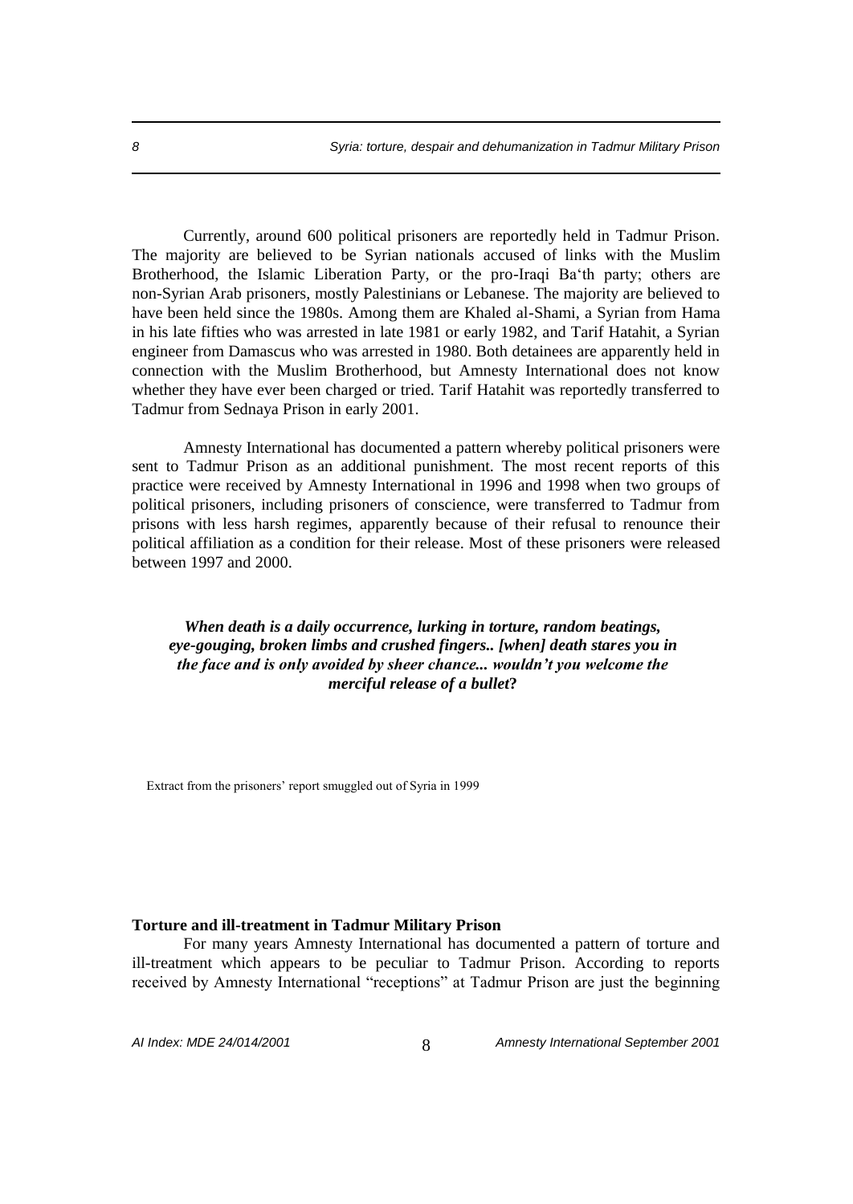Currently, around 600 political prisoners are reportedly held in Tadmur Prison. The majority are believed to be Syrian nationals accused of links with the Muslim Brotherhood, the Islamic Liberation Party, or the pro-Iraqi Ba'th party; others are non-Syrian Arab prisoners, mostly Palestinians or Lebanese. The majority are believed to have been held since the 1980s. Among them are Khaled al-Shami, a Syrian from Hama in his late fifties who was arrested in late 1981 or early 1982, and Tarif Hatahit, a Syrian engineer from Damascus who was arrested in 1980. Both detainees are apparently held in connection with the Muslim Brotherhood, but Amnesty International does not know whether they have ever been charged or tried. Tarif Hatahit was reportedly transferred to Tadmur from Sednaya Prison in early 2001.

Amnesty International has documented a pattern whereby political prisoners were sent to Tadmur Prison as an additional punishment. The most recent reports of this practice were received by Amnesty International in 1996 and 1998 when two groups of political prisoners, including prisoners of conscience, were transferred to Tadmur from prisons with less harsh regimes, apparently because of their refusal to renounce their political affiliation as a condition for their release. Most of these prisoners were released between 1997 and 2000.

***When death is a daily occurrence, lurking in torture, random beatings, eye-gouging, broken limbs and crushed fingers.. [when] death stares you in the face and is only avoided by sheer chance... wouldn't you welcome the merciful release of a bullet?***

Extract from the prisoners' report smuggled out of Syria in 1999

**Torture and ill-treatment in Tadmur Military Prison**

For many years Amnesty International has documented a pattern of torture and ill-treatment which appears to be peculiar to Tadmur Prison. According to reports received by Amnesty International "receptions" at Tadmur Prison are just the beginning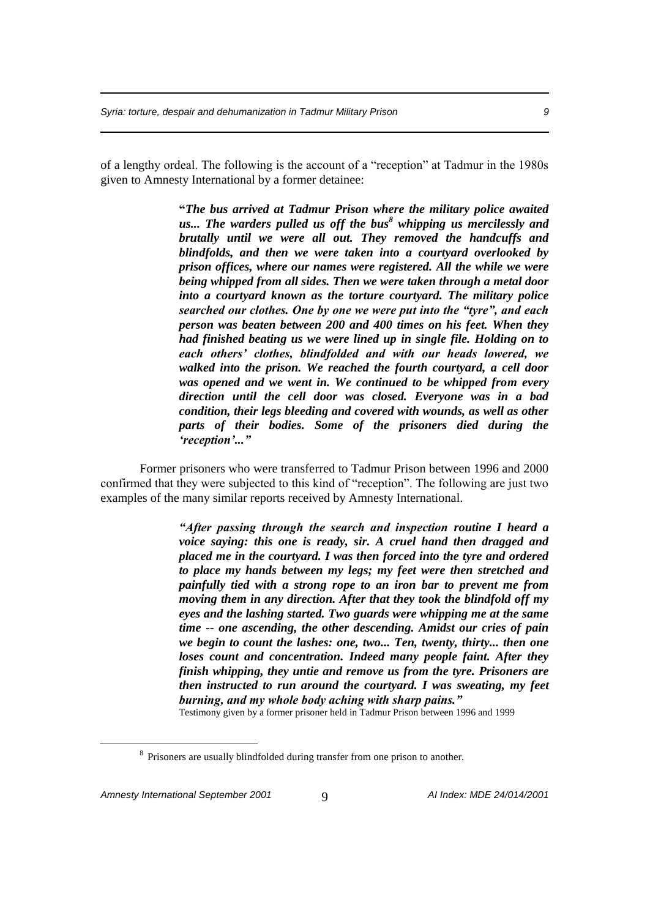of a lengthy ordeal. The following is the account of a "reception" at Tadmur in the 1980s given to Amnesty International by a former detainee:

> "***The bus arrived at Tadmur Prison where the military police awaited us... The warders pulled us off the bus[8] whipping us mercilessly and brutally until we were all out. They removed the handcuffs and blindfolds, and then we were taken into a courtyard overlooked by prison offices, where our names were registered. All the while we were being whipped from all sides. Then we were taken through a metal door into a courtyard known as the torture courtyard. The military police searched our clothes. One by one we were put into the "tyre", and each person was beaten between 200 and 400 times on his feet. When they had finished beating us we were lined up in single file. Holding on to each others' clothes, blindfolded and with our heads lowered, we walked into the prison. We reached the fourth courtyard, a cell door was opened and we went in. We continued to be whipped from every direction until the cell door was closed. Everyone was in a bad condition, their legs bleeding and covered with wounds, as well as other parts of their bodies. Some of the prisoners died during the 'reception'..."***

Former prisoners who were transferred to Tadmur Prison between 1996 and 2000 confirmed that they were subjected to this kind of "reception". The following are just two examples of the many similar reports received by Amnesty International.

> ***"After passing through the search and inspection routine I heard a voice saying: this one is ready, sir. A cruel hand then dragged and placed me in the courtyard. I was then forced into the tyre and ordered to place my hands between my legs; my feet were then stretched and painfully tied with a strong rope to an iron bar to prevent me from moving them in any direction. After that they took the blindfold off my eyes and the lashing started. Two guards were whipping me at the same time -- one ascending, the other descending. Amidst our cries of pain we begin to count the lashes: one, two... Ten, twenty, thirty... then one loses count and concentration. Indeed many people faint. After they finish whipping, they untie and remove us from the tyre. Prisoners are then instructed to run around the courtyard. I was sweating, my feet burning, and my whole body aching with sharp pains."***
>
> Testimony given by a former prisoner held in Tadmur Prison between 1996 and 1999

---

[8] Prisoners are usually blindfolded during transfer from one prison to another.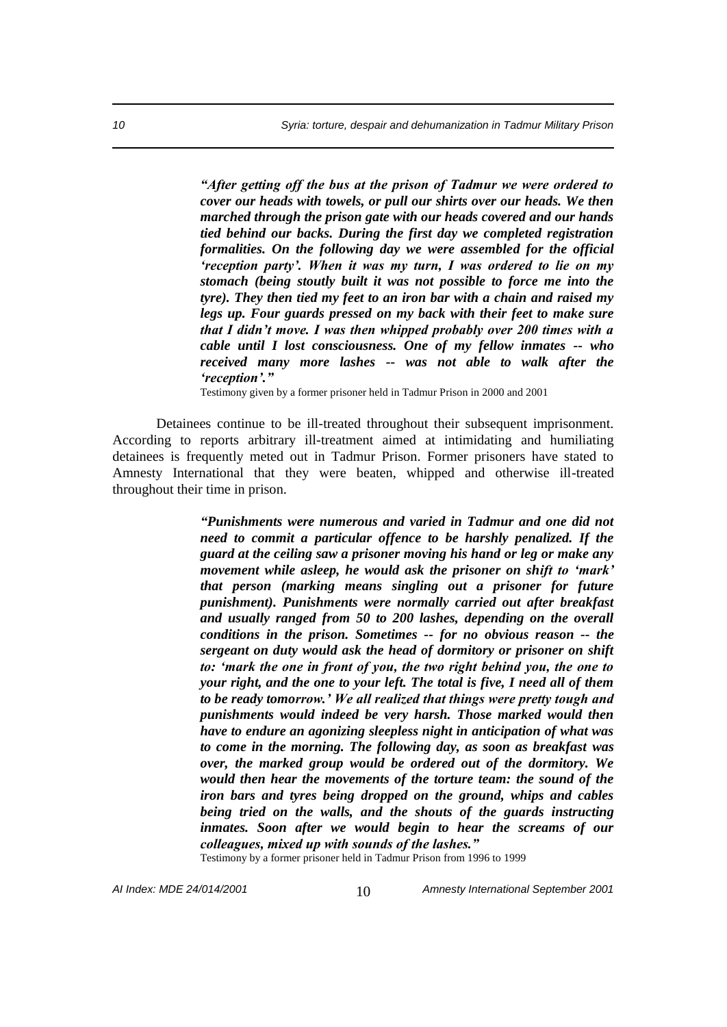> ***"After getting off the bus at the prison of Tadmur we were ordered to cover our heads with towels, or pull our shirts over our heads. We then marched through the prison gate with our heads covered and our hands tied behind our backs. During the first day we completed registration formalities. On the following day we were assembled for the official 'reception party'. When it was my turn, I was ordered to lie on my stomach (being stoutly built it was not possible to force me into the tyre). They then tied my feet to an iron bar with a chain and raised my legs up. Four guards pressed on my back with their feet to make sure that I didn't move. I was then whipped probably over 200 times with a cable until I lost consciousness. One of my fellow inmates -- who received many more lashes -- was not able to walk after the 'reception'."***
>
> Testimony given by a former prisoner held in Tadmur Prison in 2000 and 2001

Detainees continue to be ill-treated throughout their subsequent imprisonment. According to reports arbitrary ill-treatment aimed at intimidating and humiliating detainees is frequently meted out in Tadmur Prison. Former prisoners have stated to Amnesty International that they were beaten, whipped and otherwise ill-treated throughout their time in prison.

> ***"Punishments were numerous and varied in Tadmur and one did not need to commit a particular offence to be harshly penalized. If the guard at the ceiling saw a prisoner moving his hand or leg or make any movement while asleep, he would ask the prisoner on shift to 'mark' that person (marking means singling out a prisoner for future punishment). Punishments were normally carried out after breakfast and usually ranged from 50 to 200 lashes, depending on the overall conditions in the prison. Sometimes -- for no obvious reason -- the sergeant on duty would ask the head of dormitory or prisoner on shift to: 'mark the one in front of you, the two right behind you, the one to your right, and the one to your left. The total is five, I need all of them to be ready tomorrow.' We all realized that things were pretty tough and punishments would indeed be very harsh. Those marked would then have to endure an agonizing sleepless night in anticipation of what was to come in the morning. The following day, as soon as breakfast was over, the marked group would be ordered out of the dormitory. We would then hear the movements of the torture team: the sound of the iron bars and tyres being dropped on the ground, whips and cables being tried on the walls, and the shouts of the guards instructing inmates. Soon after we would begin to hear the screams of our colleagues, mixed up with sounds of the lashes."***
>
> Testimony by a former prisoner held in Tadmur Prison from 1996 to 1999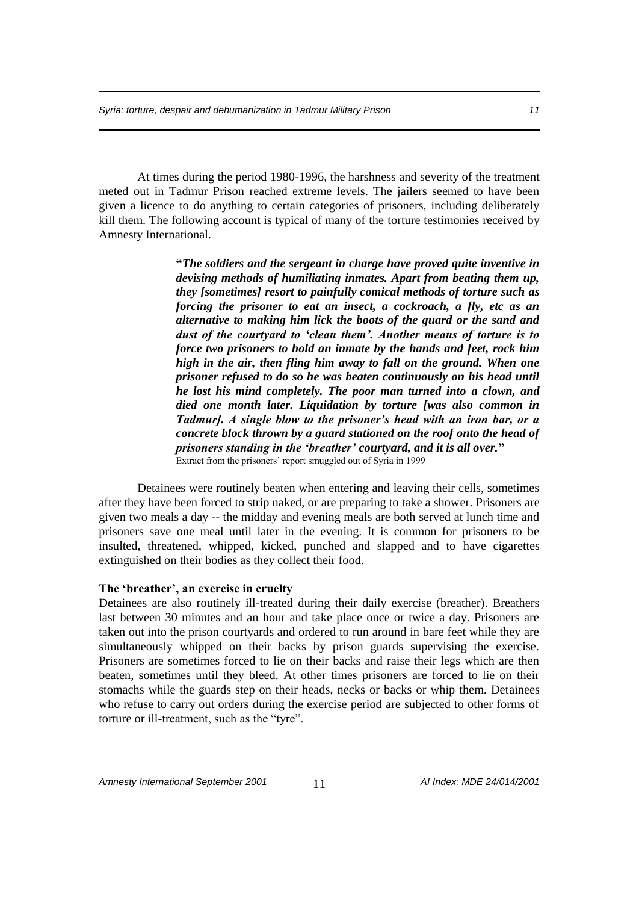At times during the period 1980-1996, the harshness and severity of the treatment meted out in Tadmur Prison reached extreme levels. The jailers seemed to have been given a licence to do anything to certain categories of prisoners, including deliberately kill them. The following account is typical of many of the torture testimonies received by Amnesty International.

> **"*The soldiers and the sergeant in charge have proved quite inventive in devising methods of humiliating inmates. Apart from beating them up, they [sometimes] resort to painfully comical methods of torture such as forcing the prisoner to eat an insect, a cockroach, a fly, etc as an alternative to making him lick the boots of the guard or the sand and dust of the courtyard to 'clean them'. Another means of torture is to force two prisoners to hold an inmate by the hands and feet, rock him high in the air, then fling him away to fall on the ground. When one prisoner refused to do so he was beaten continuously on his head until he lost his mind completely. The poor man turned into a clown, and died one month later. Liquidation by torture [was also common in Tadmur]. A single blow to the prisoner's head with an iron bar, or a concrete block thrown by a guard stationed on the roof onto the head of prisoners standing in the 'breather' courtyard, and it is all over.*"**
>
> Extract from the prisoners' report smuggled out of Syria in 1999

Detainees were routinely beaten when entering and leaving their cells, sometimes after they have been forced to strip naked, or are preparing to take a shower. Prisoners are given two meals a day -- the midday and evening meals are both served at lunch time and prisoners save one meal until later in the evening. It is common for prisoners to be insulted, threatened, whipped, kicked, punched and slapped and to have cigarettes extinguished on their bodies as they collect their food.

**The 'breather', an exercise in cruelty**

Detainees are also routinely ill-treated during their daily exercise (breather). Breathers last between 30 minutes and an hour and take place once or twice a day. Prisoners are taken out into the prison courtyards and ordered to run around in bare feet while they are simultaneously whipped on their backs by prison guards supervising the exercise. Prisoners are sometimes forced to lie on their backs and raise their legs which are then beaten, sometimes until they bleed. At other times prisoners are forced to lie on their stomachs while the guards step on their heads, necks or backs or whip them. Detainees who refuse to carry out orders during the exercise period are subjected to other forms of torture or ill-treatment, such as the "tyre".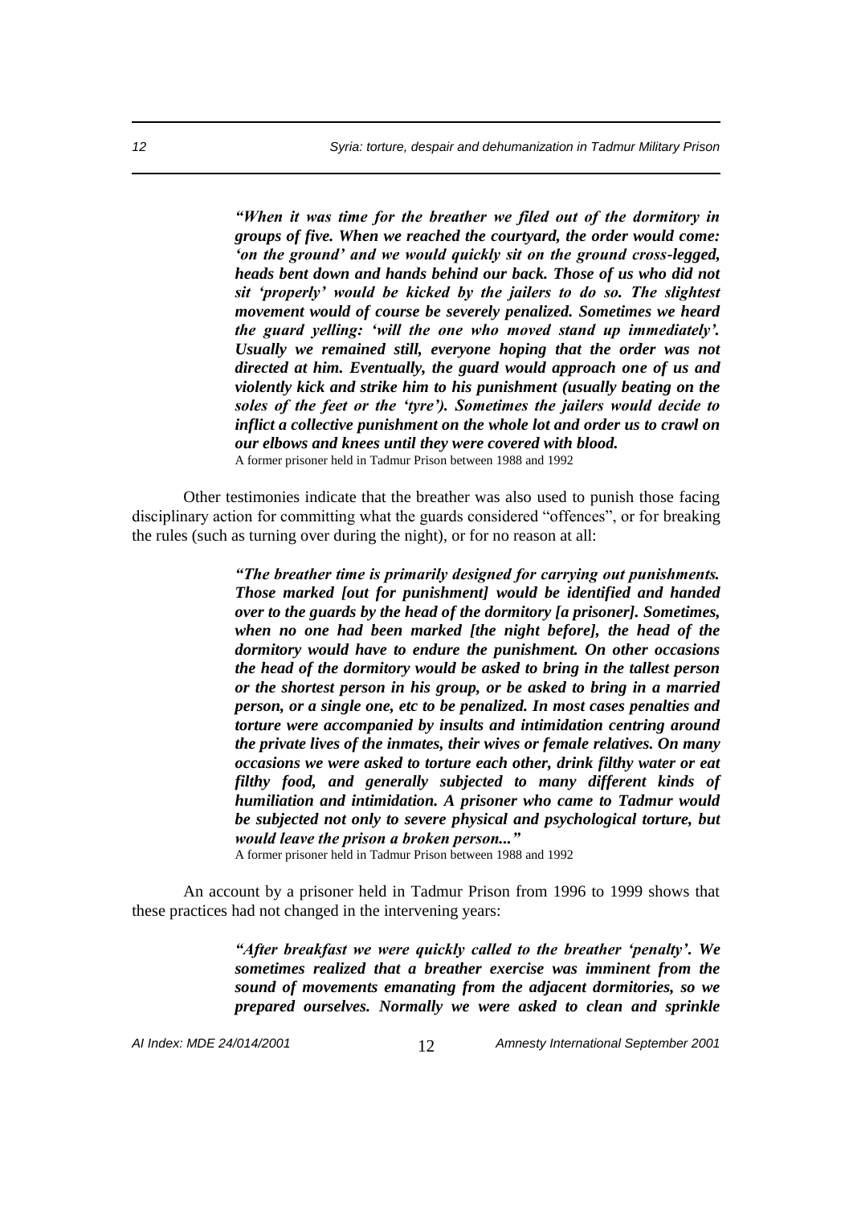***"When it was time for the breather we filed out of the dormitory in groups of five. When we reached the courtyard, the order would come: 'on the ground' and we would quickly sit on the ground cross-legged, heads bent down and hands behind our back. Those of us who did not sit 'properly' would be kicked by the jailers to do so. The slightest movement would of course be severely penalized. Sometimes we heard the guard yelling: 'will the one who moved stand up immediately'. Usually we remained still, everyone hoping that the order was not directed at him. Eventually, the guard would approach one of us and violently kick and strike him to his punishment (usually beating on the soles of the feet or the 'tyre'). Sometimes the jailers would decide to inflict a collective punishment on the whole lot and order us to crawl on our elbows and knees until they were covered with blood.***
A former prisoner held in Tadmur Prison between 1988 and 1992

Other testimonies indicate that the breather was also used to punish those facing disciplinary action for committing what the guards considered "offences", or for breaking the rules (such as turning over during the night), or for no reason at all:

***"The breather time is primarily designed for carrying out punishments. Those marked [out for punishment] would be identified and handed over to the guards by the head of the dormitory [a prisoner]. Sometimes, when no one had been marked [the night before], the head of the dormitory would have to endure the punishment. On other occasions the head of the dormitory would be asked to bring in the tallest person or the shortest person in his group, or be asked to bring in a married person, or a single one, etc to be penalized. In most cases penalties and torture were accompanied by insults and intimidation centring around the private lives of the inmates, their wives or female relatives. On many occasions we were asked to torture each other, drink filthy water or eat filthy food, and generally subjected to many different kinds of humiliation and intimidation. A prisoner who came to Tadmur would be subjected not only to severe physical and psychological torture, but would leave the prison a broken person..."***
A former prisoner held in Tadmur Prison between 1988 and 1992

An account by a prisoner held in Tadmur Prison from 1996 to 1999 shows that these practices had not changed in the intervening years:

***"After breakfast we were quickly called to the breather 'penalty'. We sometimes realized that a breather exercise was imminent from the sound of movements emanating from the adjacent dormitories, so we prepared ourselves. Normally we were asked to clean and sprinkle***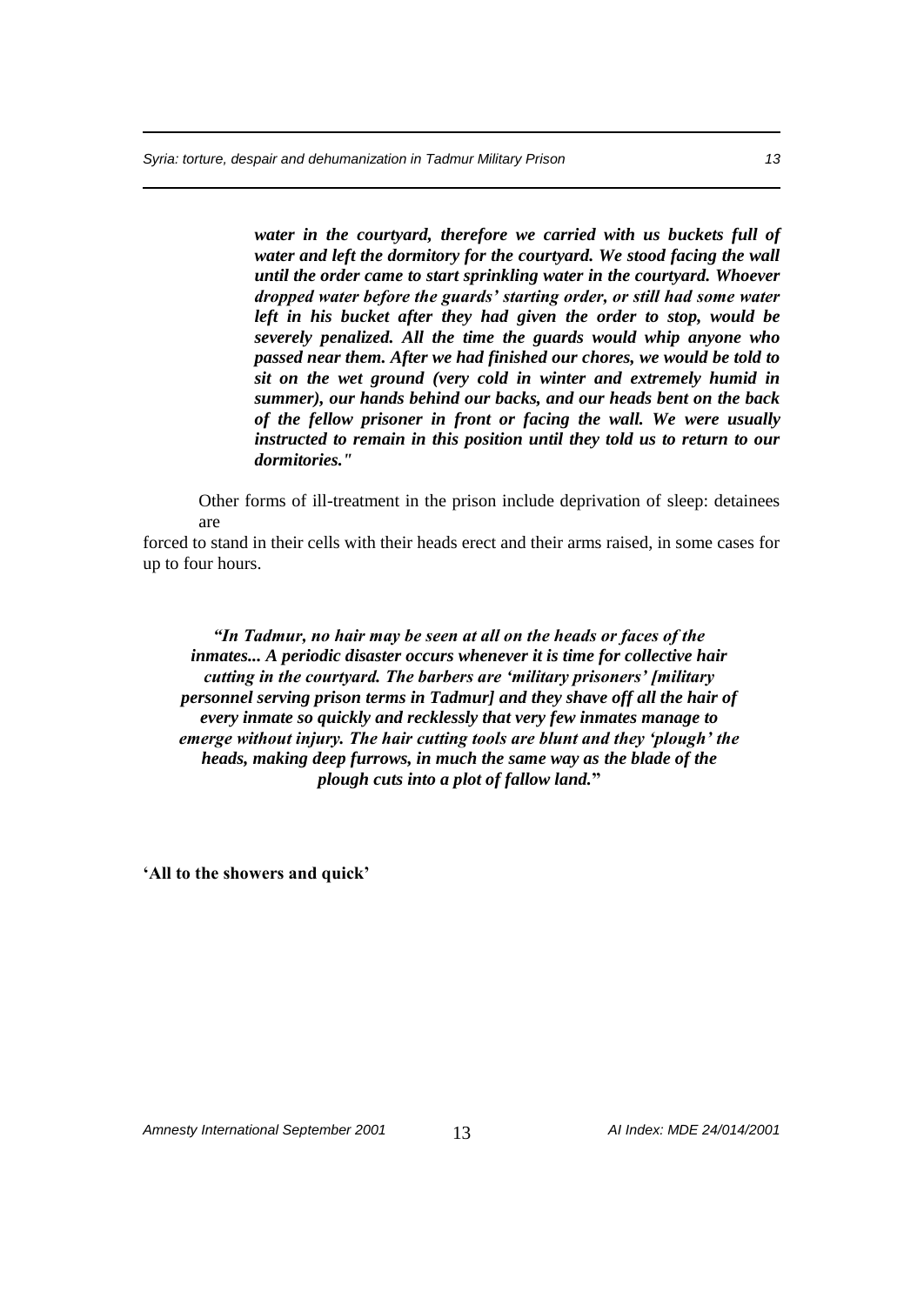***water in the courtyard, therefore we carried with us buckets full of water and left the dormitory for the courtyard. We stood facing the wall until the order came to start sprinkling water in the courtyard. Whoever dropped water before the guards' starting order, or still had some water left in his bucket after they had given the order to stop, would be severely penalized. All the time the guards would whip anyone who passed near them. After we had finished our chores, we would be told to sit on the wet ground (very cold in winter and extremely humid in summer), our hands behind our backs, and our heads bent on the back of the fellow prisoner in front or facing the wall. We were usually instructed to remain in this position until they told us to return to our dormitories."***

Other forms of ill-treatment in the prison include deprivation of sleep: detainees are forced to stand in their cells with their heads erect and their arms raised, in some cases for up to four hours.

***"In Tadmur, no hair may be seen at all on the heads or faces of the inmates... A periodic disaster occurs whenever it is time for collective hair cutting in the courtyard. The barbers are 'military prisoners' [military personnel serving prison terms in Tadmur] and they shave off all the hair of every inmate so quickly and recklessly that very few inmates manage to emerge without injury. The hair cutting tools are blunt and they 'plough' the heads, making deep furrows, in much the same way as the blade of the plough cuts into a plot of fallow land."***

**'All to the showers and quick'**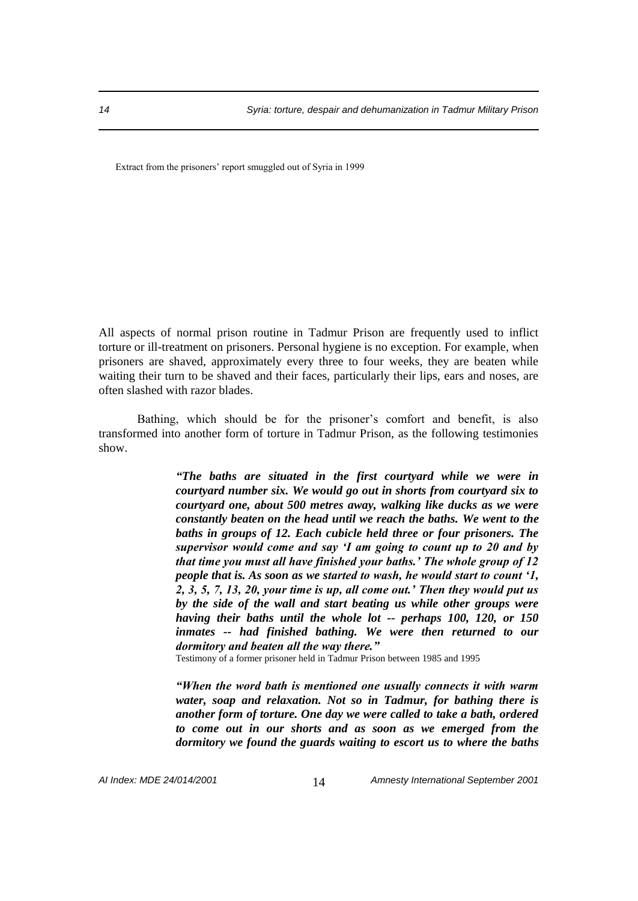Extract from the prisoners' report smuggled out of Syria in 1999

All aspects of normal prison routine in Tadmur Prison are frequently used to inflict torture or ill-treatment on prisoners. Personal hygiene is no exception. For example, when prisoners are shaved, approximately every three to four weeks, they are beaten while waiting their turn to be shaved and their faces, particularly their lips, ears and noses, are often slashed with razor blades.

Bathing, which should be for the prisoner's comfort and benefit, is also transformed into another form of torture in Tadmur Prison, as the following testimonies show.

> ***"The baths are situated in the first courtyard while we were in courtyard number six. We would go out in shorts from courtyard six to courtyard one, about 500 metres away, walking like ducks as we were constantly beaten on the head until we reach the baths. We went to the baths in groups of 12. Each cubicle held three or four prisoners. The supervisor would come and say 'I am going to count up to 20 and by that time you must all have finished your baths.' The whole group of 12 people that is. As soon as we started to wash, he would start to count '1, 2, 3, 5, 7, 13, 20, your time is up, all come out.' Then they would put us by the side of the wall and start beating us while other groups were having their baths until the whole lot -- perhaps 100, 120, or 150 inmates -- had finished bathing. We were then returned to our dormitory and beaten all the way there."***
>
> Testimony of a former prisoner held in Tadmur Prison between 1985 and 1995

> ***"When the word bath is mentioned one usually connects it with warm water, soap and relaxation. Not so in Tadmur, for bathing there is another form of torture. One day we were called to take a bath, ordered to come out in our shorts and as soon as we emerged from the dormitory we found the guards waiting to escort us to where the baths***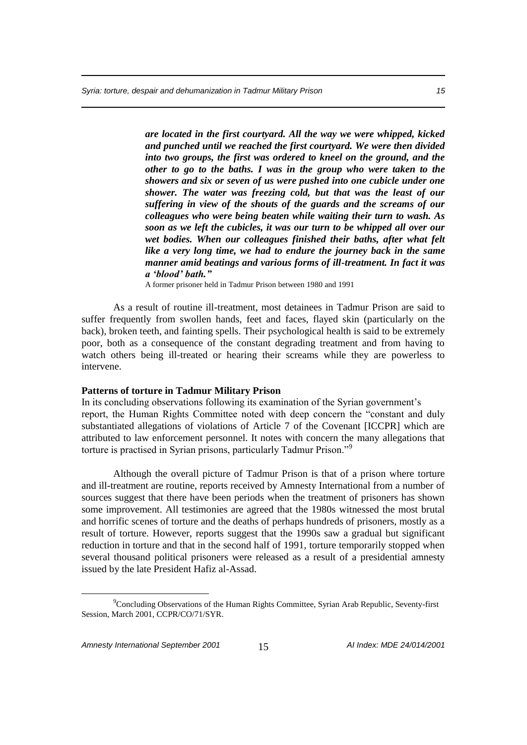***are located in the first courtyard. All the way we were whipped, kicked and punched until we reached the first courtyard. We were then divided into two groups, the first was ordered to kneel on the ground, and the other to go to the baths. I was in the group who were taken to the showers and six or seven of us were pushed into one cubicle under one shower. The water was freezing cold, but that was the least of our suffering in view of the shouts of the guards and the screams of our colleagues who were being beaten while waiting their turn to wash. As soon as we left the cubicles, it was our turn to be whipped all over our wet bodies. When our colleagues finished their baths, after what felt like a very long time, we had to endure the journey back in the same manner amid beatings and various forms of ill-treatment. In fact it was a 'blood' bath."***

A former prisoner held in Tadmur Prison between 1980 and 1991

As a result of routine ill-treatment, most detainees in Tadmur Prison are said to suffer frequently from swollen hands, feet and faces, flayed skin (particularly on the back), broken teeth, and fainting spells. Their psychological health is said to be extremely poor, both as a consequence of the constant degrading treatment and from having to watch others being ill-treated or hearing their screams while they are powerless to intervene.

**Patterns of torture in Tadmur Military Prison**

In its concluding observations following its examination of the Syrian government's report, the Human Rights Committee noted with deep concern the "constant and duly substantiated allegations of violations of Article 7 of the Covenant [ICCPR] which are attributed to law enforcement personnel. It notes with concern the many allegations that torture is practised in Syrian prisons, particularly Tadmur Prison."[9]

Although the overall picture of Tadmur Prison is that of a prison where torture and ill-treatment are routine, reports received by Amnesty International from a number of sources suggest that there have been periods when the treatment of prisoners has shown some improvement. All testimonies are agreed that the 1980s witnessed the most brutal and horrific scenes of torture and the deaths of perhaps hundreds of prisoners, mostly as a result of torture. However, reports suggest that the 1990s saw a gradual but significant reduction in torture and that in the second half of 1991, torture temporarily stopped when several thousand political prisoners were released as a result of a presidential amnesty issued by the late President Hafiz al-Assad.

---

[9] Concluding Observations of the Human Rights Committee, Syrian Arab Republic, Seventy-first Session, March 2001, CCPR/CO/71/SYR.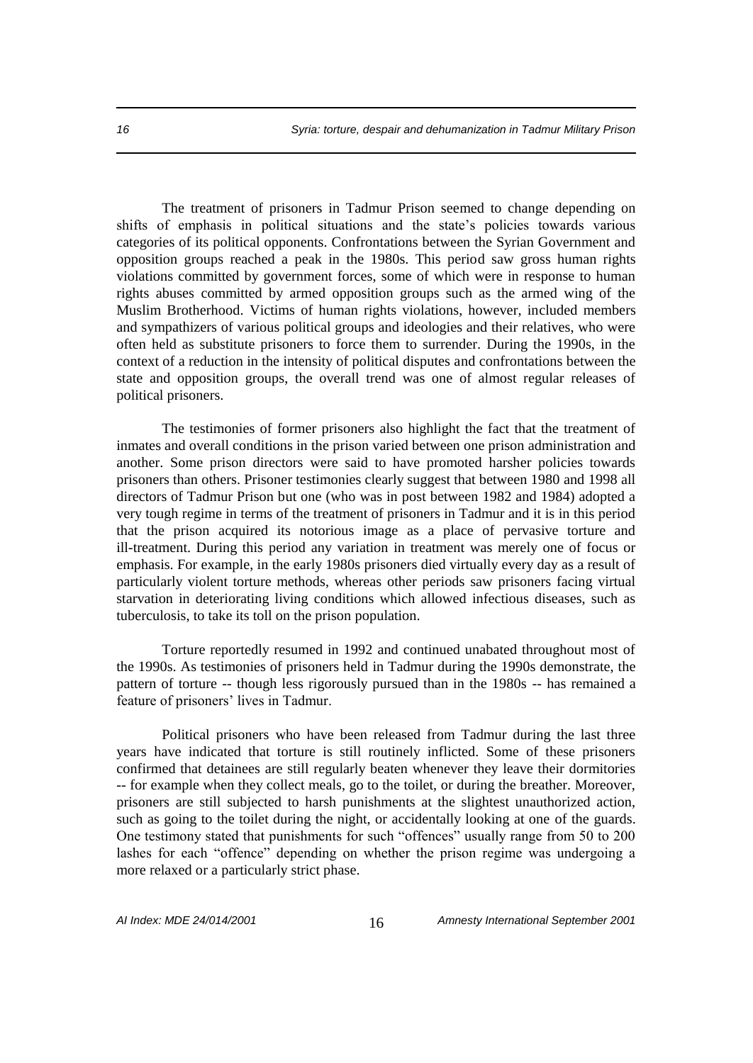The treatment of prisoners in Tadmur Prison seemed to change depending on shifts of emphasis in political situations and the state's policies towards various categories of its political opponents. Confrontations between the Syrian Government and opposition groups reached a peak in the 1980s. This period saw gross human rights violations committed by government forces, some of which were in response to human rights abuses committed by armed opposition groups such as the armed wing of the Muslim Brotherhood. Victims of human rights violations, however, included members and sympathizers of various political groups and ideologies and their relatives, who were often held as substitute prisoners to force them to surrender. During the 1990s, in the context of a reduction in the intensity of political disputes and confrontations between the state and opposition groups, the overall trend was one of almost regular releases of political prisoners.

The testimonies of former prisoners also highlight the fact that the treatment of inmates and overall conditions in the prison varied between one prison administration and another. Some prison directors were said to have promoted harsher policies towards prisoners than others. Prisoner testimonies clearly suggest that between 1980 and 1998 all directors of Tadmur Prison but one (who was in post between 1982 and 1984) adopted a very tough regime in terms of the treatment of prisoners in Tadmur and it is in this period that the prison acquired its notorious image as a place of pervasive torture and ill-treatment. During this period any variation in treatment was merely one of focus or emphasis. For example, in the early 1980s prisoners died virtually every day as a result of particularly violent torture methods, whereas other periods saw prisoners facing virtual starvation in deteriorating living conditions which allowed infectious diseases, such as tuberculosis, to take its toll on the prison population.

Torture reportedly resumed in 1992 and continued unabated throughout most of the 1990s. As testimonies of prisoners held in Tadmur during the 1990s demonstrate, the pattern of torture -- though less rigorously pursued than in the 1980s -- has remained a feature of prisoners' lives in Tadmur.

Political prisoners who have been released from Tadmur during the last three years have indicated that torture is still routinely inflicted. Some of these prisoners confirmed that detainees are still regularly beaten whenever they leave their dormitories -- for example when they collect meals, go to the toilet, or during the breather. Moreover, prisoners are still subjected to harsh punishments at the slightest unauthorized action, such as going to the toilet during the night, or accidentally looking at one of the guards. One testimony stated that punishments for such "offences" usually range from 50 to 200 lashes for each "offence" depending on whether the prison regime was undergoing a more relaxed or a particularly strict phase.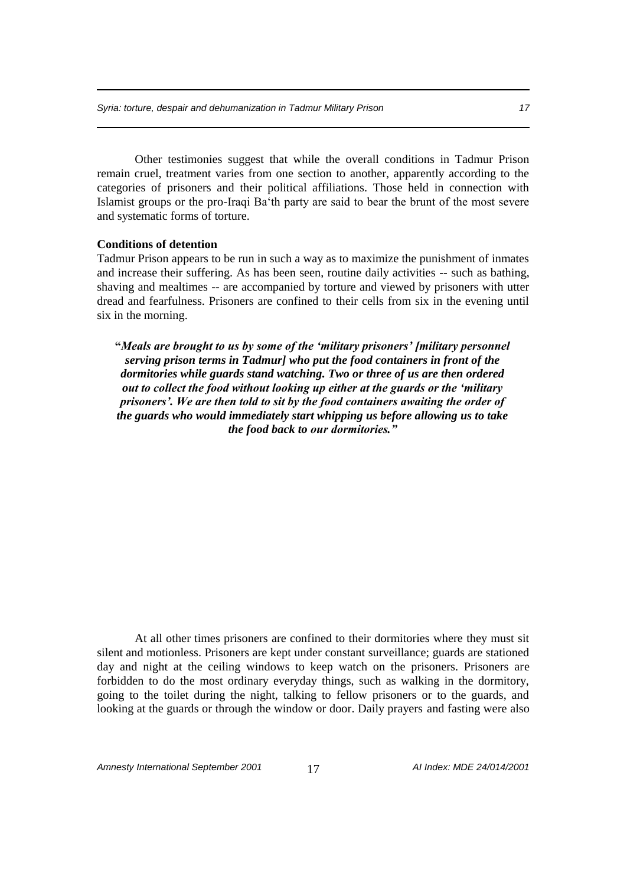Other testimonies suggest that while the overall conditions in Tadmur Prison remain cruel, treatment varies from one section to another, apparently according to the categories of prisoners and their political affiliations. Those held in connection with Islamist groups or the pro-Iraqi Ba'th party are said to bear the brunt of the most severe and systematic forms of torture.

**Conditions of detention**

Tadmur Prison appears to be run in such a way as to maximize the punishment of inmates and increase their suffering. As has been seen, routine daily activities -- such as bathing, shaving and mealtimes -- are accompanied by torture and viewed by prisoners with utter dread and fearfulness. Prisoners are confined to their cells from six in the evening until six in the morning.

> ***"Meals are brought to us by some of the 'military prisoners' [military personnel serving prison terms in Tadmur] who put the food containers in front of the dormitories while guards stand watching. Two or three of us are then ordered out to collect the food without looking up either at the guards or the 'military prisoners'. We are then told to sit by the food containers awaiting the order of the guards who would immediately start whipping us before allowing us to take the food back to our dormitories."***

At all other times prisoners are confined to their dormitories where they must sit silent and motionless. Prisoners are kept under constant surveillance; guards are stationed day and night at the ceiling windows to keep watch on the prisoners. Prisoners are forbidden to do the most ordinary everyday things, such as walking in the dormitory, going to the toilet during the night, talking to fellow prisoners or to the guards, and looking at the guards or through the window or door. Daily prayers and fasting were also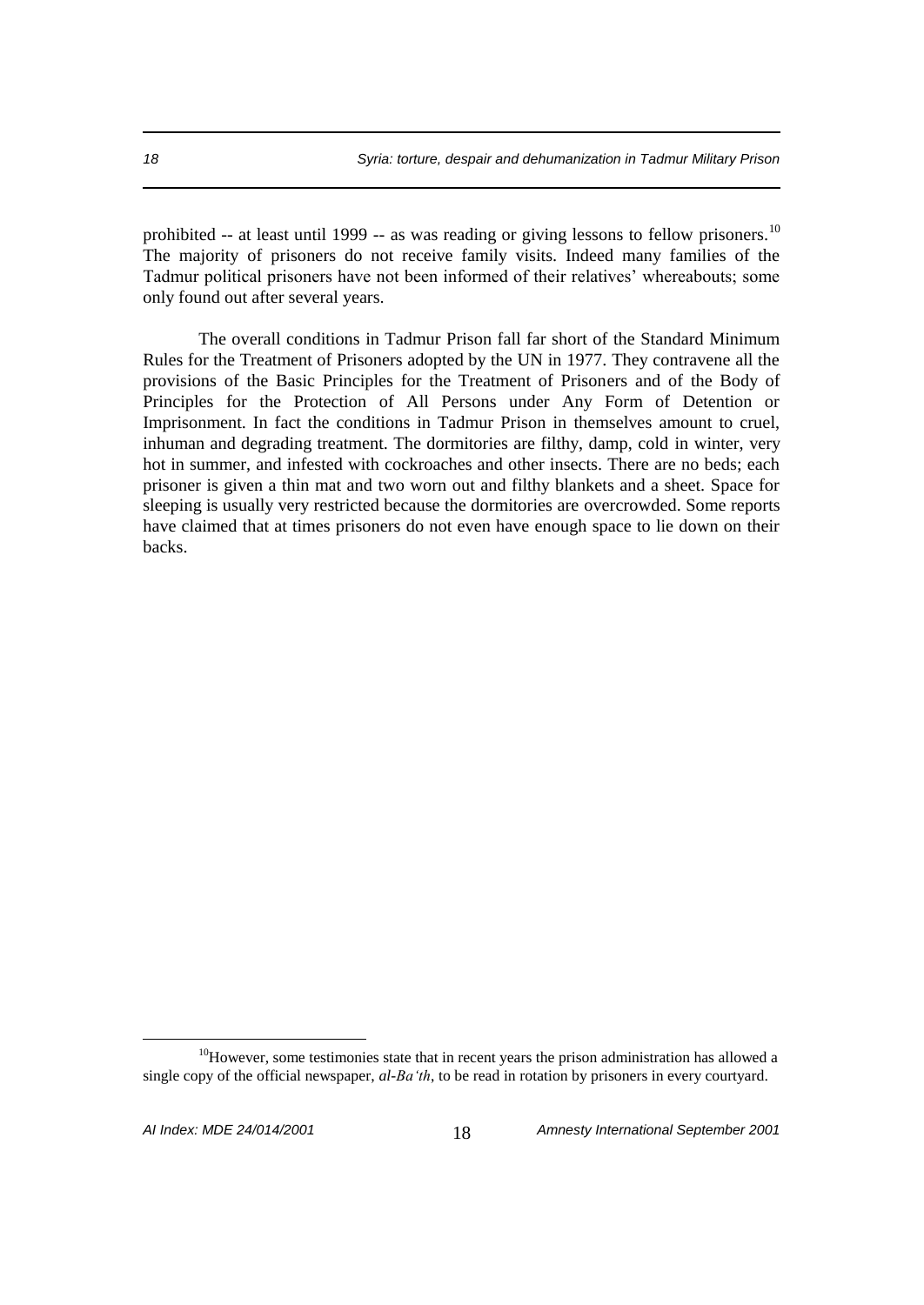prohibited -- at least until 1999 -- as was reading or giving lessons to fellow prisoners.[10] The majority of prisoners do not receive family visits. Indeed many families of the Tadmur political prisoners have not been informed of their relatives' whereabouts; some only found out after several years.

The overall conditions in Tadmur Prison fall far short of the Standard Minimum Rules for the Treatment of Prisoners adopted by the UN in 1977. They contravene all the provisions of the Basic Principles for the Treatment of Prisoners and of the Body of Principles for the Protection of All Persons under Any Form of Detention or Imprisonment. In fact the conditions in Tadmur Prison in themselves amount to cruel, inhuman and degrading treatment. The dormitories are filthy, damp, cold in winter, very hot in summer, and infested with cockroaches and other insects. There are no beds; each prisoner is given a thin mat and two worn out and filthy blankets and a sheet. Space for sleeping is usually very restricted because the dormitories are overcrowded. Some reports have claimed that at times prisoners do not even have enough space to lie down on their backs.

---

[10] However, some testimonies state that in recent years the prison administration has allowed a single copy of the official newspaper, *al-Ba'th*, to be read in rotation by prisoners in every courtyard.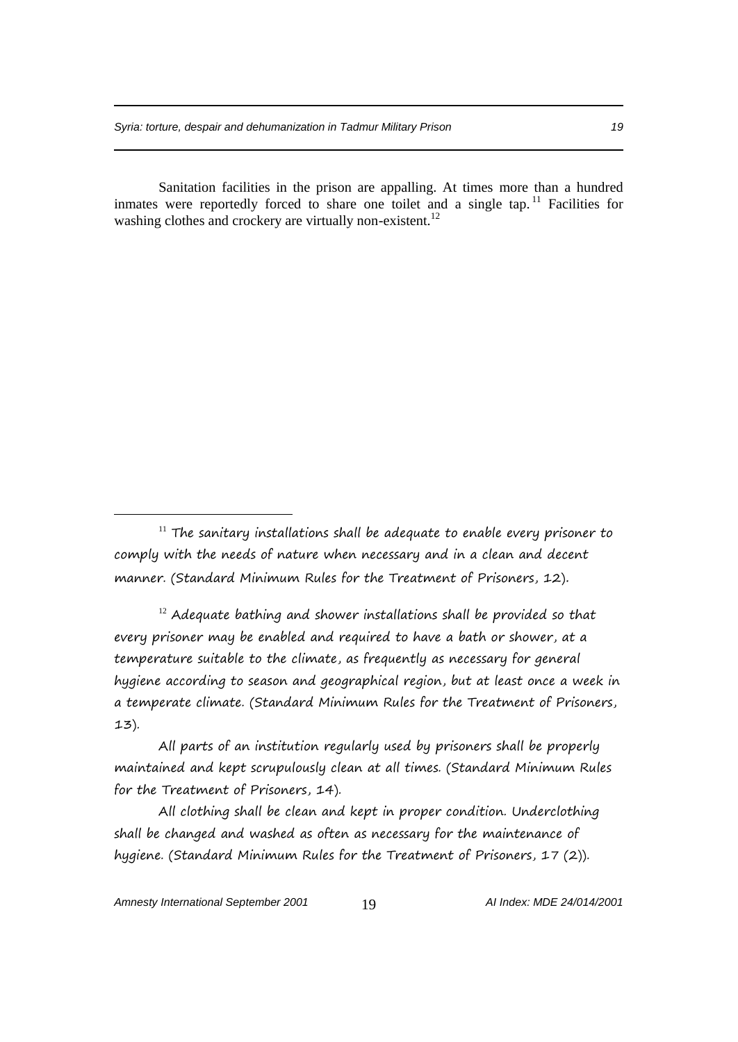Sanitation facilities in the prison are appalling. At times more than a hundred inmates were reportedly forced to share one toilet and a single tap.[11] Facilities for washing clothes and crockery are virtually non-existent.[12]

[11] The sanitary installations shall be adequate to enable every prisoner to comply with the needs of nature when necessary and in a clean and decent manner. (Standard Minimum Rules for the Treatment of Prisoners, 12).

[12] Adequate bathing and shower installations shall be provided so that every prisoner may be enabled and required to have a bath or shower, at a temperature suitable to the climate, as frequently as necessary for general hygiene according to season and geographical region, but at least once a week in a temperate climate. (Standard Minimum Rules for the Treatment of Prisoners, 13).

All parts of an institution regularly used by prisoners shall be properly maintained and kept scrupulously clean at all times. (Standard Minimum Rules for the Treatment of Prisoners, 14).

All clothing shall be clean and kept in proper condition. Underclothing shall be changed and washed as often as necessary for the maintenance of hygiene. (Standard Minimum Rules for the Treatment of Prisoners, 17 (2)).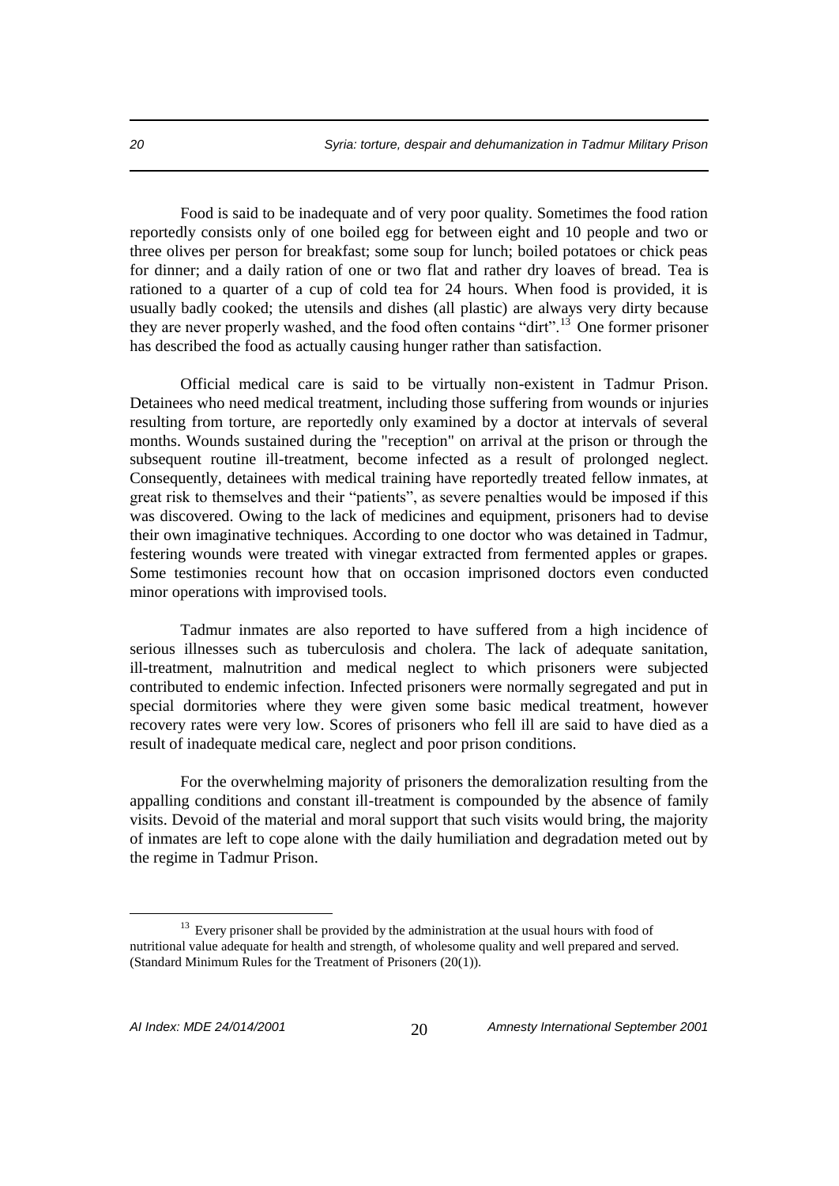Food is said to be inadequate and of very poor quality. Sometimes the food ration reportedly consists only of one boiled egg for between eight and 10 people and two or three olives per person for breakfast; some soup for lunch; boiled potatoes or chick peas for dinner; and a daily ration of one or two flat and rather dry loaves of bread. Tea is rationed to a quarter of a cup of cold tea for 24 hours. When food is provided, it is usually badly cooked; the utensils and dishes (all plastic) are always very dirty because they are never properly washed, and the food often contains "dirt".[13] One former prisoner has described the food as actually causing hunger rather than satisfaction.

Official medical care is said to be virtually non-existent in Tadmur Prison. Detainees who need medical treatment, including those suffering from wounds or injuries resulting from torture, are reportedly only examined by a doctor at intervals of several months. Wounds sustained during the "reception" on arrival at the prison or through the subsequent routine ill-treatment, become infected as a result of prolonged neglect. Consequently, detainees with medical training have reportedly treated fellow inmates, at great risk to themselves and their "patients", as severe penalties would be imposed if this was discovered. Owing to the lack of medicines and equipment, prisoners had to devise their own imaginative techniques. According to one doctor who was detained in Tadmur, festering wounds were treated with vinegar extracted from fermented apples or grapes. Some testimonies recount how that on occasion imprisoned doctors even conducted minor operations with improvised tools.

Tadmur inmates are also reported to have suffered from a high incidence of serious illnesses such as tuberculosis and cholera. The lack of adequate sanitation, ill-treatment, malnutrition and medical neglect to which prisoners were subjected contributed to endemic infection. Infected prisoners were normally segregated and put in special dormitories where they were given some basic medical treatment, however recovery rates were very low. Scores of prisoners who fell ill are said to have died as a result of inadequate medical care, neglect and poor prison conditions.

For the overwhelming majority of prisoners the demoralization resulting from the appalling conditions and constant ill-treatment is compounded by the absence of family visits. Devoid of the material and moral support that such visits would bring, the majority of inmates are left to cope alone with the daily humiliation and degradation meted out by the regime in Tadmur Prison.

---

[13] Every prisoner shall be provided by the administration at the usual hours with food of nutritional value adequate for health and strength, of wholesome quality and well prepared and served. (Standard Minimum Rules for the Treatment of Prisoners (20(1)).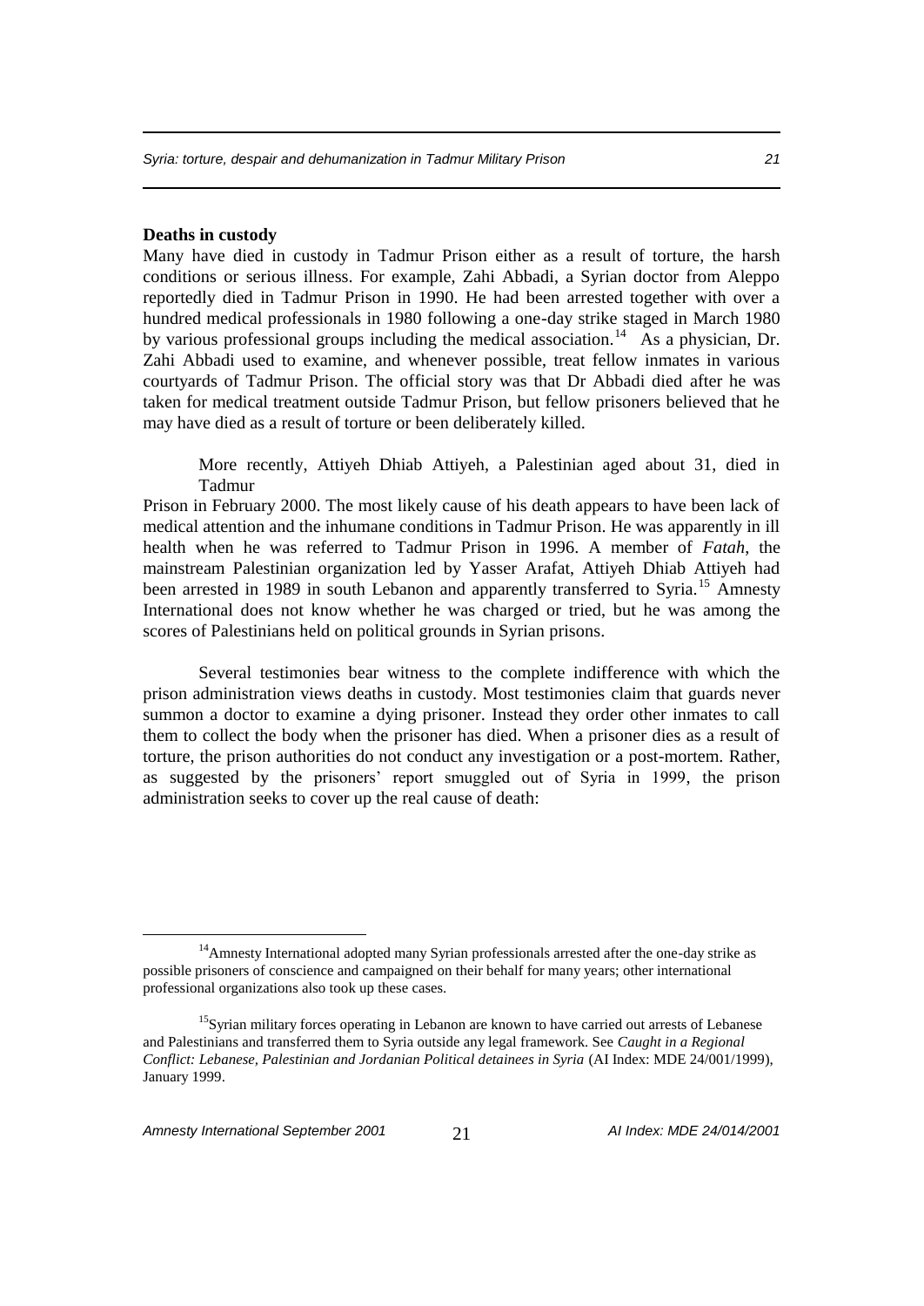**Deaths in custody**

Many have died in custody in Tadmur Prison either as a result of torture, the harsh conditions or serious illness. For example, Zahi Abbadi, a Syrian doctor from Aleppo reportedly died in Tadmur Prison in 1990. He had been arrested together with over a hundred medical professionals in 1980 following a one-day strike staged in March 1980 by various professional groups including the medical association.[14] As a physician, Dr. Zahi Abbadi used to examine, and whenever possible, treat fellow inmates in various courtyards of Tadmur Prison. The official story was that Dr Abbadi died after he was taken for medical treatment outside Tadmur Prison, but fellow prisoners believed that he may have died as a result of torture or been deliberately killed.

More recently, Attiyeh Dhiab Attiyeh, a Palestinian aged about 31, died in Tadmur Prison in February 2000. The most likely cause of his death appears to have been lack of medical attention and the inhumane conditions in Tadmur Prison. He was apparently in ill health when he was referred to Tadmur Prison in 1996. A member of *Fatah*, the mainstream Palestinian organization led by Yasser Arafat, Attiyeh Dhiab Attiyeh had been arrested in 1989 in south Lebanon and apparently transferred to Syria.[15] Amnesty International does not know whether he was charged or tried, but he was among the scores of Palestinians held on political grounds in Syrian prisons.

Several testimonies bear witness to the complete indifference with which the prison administration views deaths in custody. Most testimonies claim that guards never summon a doctor to examine a dying prisoner. Instead they order other inmates to call them to collect the body when the prisoner has died. When a prisoner dies as a result of torture, the prison authorities do not conduct any investigation or a post-mortem. Rather, as suggested by the prisoners' report smuggled out of Syria in 1999, the prison administration seeks to cover up the real cause of death:

---

[14] Amnesty International adopted many Syrian professionals arrested after the one-day strike as possible prisoners of conscience and campaigned on their behalf for many years; other international professional organizations also took up these cases.

[15] Syrian military forces operating in Lebanon are known to have carried out arrests of Lebanese and Palestinians and transferred them to Syria outside any legal framework. See *Caught in a Regional Conflict: Lebanese, Palestinian and Jordanian Political detainees in Syria* (AI Index: MDE 24/001/1999), January 1999.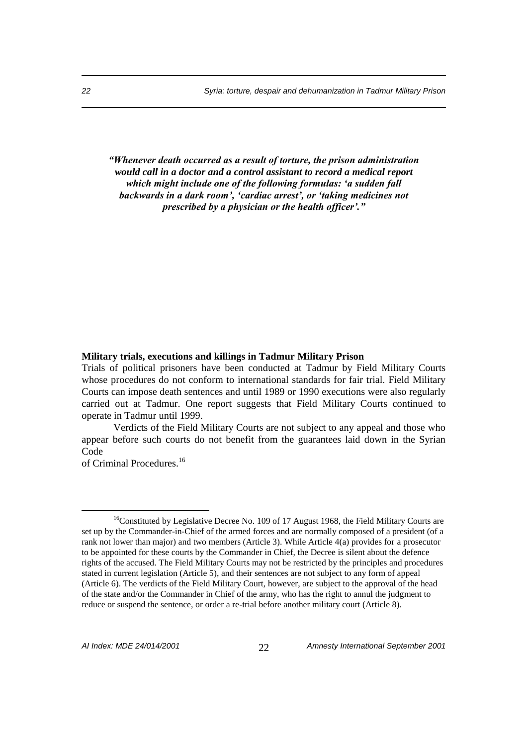***"Whenever death occurred as a result of torture, the prison administration would call in a doctor and a control assistant to record a medical report which might include one of the following formulas: 'a sudden fall backwards in a dark room', 'cardiac arrest', or 'taking medicines not prescribed by a physician or the health officer'."***

**Military trials, executions and killings in Tadmur Military Prison**

Trials of political prisoners have been conducted at Tadmur by Field Military Courts whose procedures do not conform to international standards for fair trial. Field Military Courts can impose death sentences and until 1989 or 1990 executions were also regularly carried out at Tadmur. One report suggests that Field Military Courts continued to operate in Tadmur until 1999.

Verdicts of the Field Military Courts are not subject to any appeal and those who appear before such courts do not benefit from the guarantees laid down in the Syrian Code of Criminal Procedures.[16]

---

[16] Constituted by Legislative Decree No. 109 of 17 August 1968, the Field Military Courts are set up by the Commander-in-Chief of the armed forces and are normally composed of a president (of a rank not lower than major) and two members (Article 3). While Article 4(a) provides for a prosecutor to be appointed for these courts by the Commander in Chief, the Decree is silent about the defence rights of the accused. The Field Military Courts may not be restricted by the principles and procedures stated in current legislation (Article 5), and their sentences are not subject to any form of appeal (Article 6). The verdicts of the Field Military Court, however, are subject to the approval of the head of the state and/or the Commander in Chief of the army, who has the right to annul the judgment to reduce or suspend the sentence, or order a re-trial before another military court (Article 8).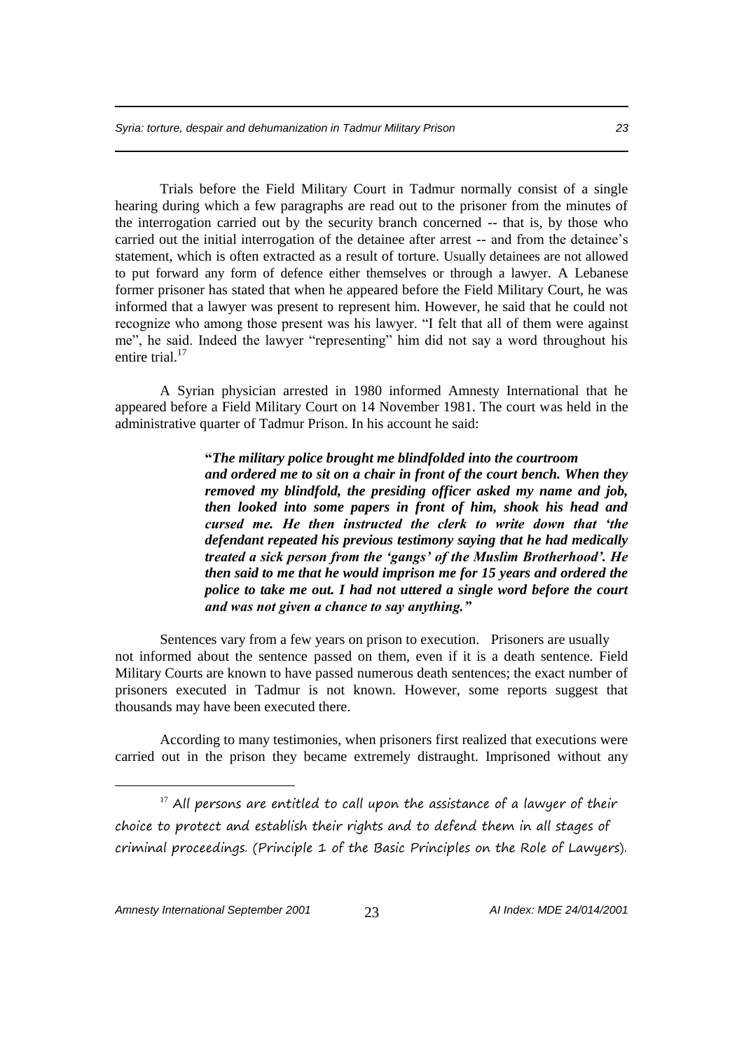Trials before the Field Military Court in Tadmur normally consist of a single hearing during which a few paragraphs are read out to the prisoner from the minutes of the interrogation carried out by the security branch concerned -- that is, by those who carried out the initial interrogation of the detainee after arrest -- and from the detainee's statement, which is often extracted as a result of torture. Usually detainees are not allowed to put forward any form of defence either themselves or through a lawyer. A Lebanese former prisoner has stated that when he appeared before the Field Military Court, he was informed that a lawyer was present to represent him. However, he said that he could not recognize who among those present was his lawyer. "I felt that all of them were against me", he said. Indeed the lawyer "representing" him did not say a word throughout his entire trial.[17]

A Syrian physician arrested in 1980 informed Amnesty International that he appeared before a Field Military Court on 14 November 1981. The court was held in the administrative quarter of Tadmur Prison. In his account he said:

> ***"The military police brought me blindfolded into the courtroom and ordered me to sit on a chair in front of the court bench. When they removed my blindfold, the presiding officer asked my name and job, then looked into some papers in front of him, shook his head and cursed me. He then instructed the clerk to write down that 'the defendant repeated his previous testimony saying that he had medically treated a sick person from the 'gangs' of the Muslim Brotherhood'. He then said to me that he would imprison me for 15 years and ordered the police to take me out. I had not uttered a single word before the court and was not given a chance to say anything."***

Sentences vary from a few years on prison to execution. Prisoners are usually not informed about the sentence passed on them, even if it is a death sentence. Field Military Courts are known to have passed numerous death sentences; the exact number of prisoners executed in Tadmur is not known. However, some reports suggest that thousands may have been executed there.

According to many testimonies, when prisoners first realized that executions were carried out in the prison they became extremely distraught. Imprisoned without any

---

[17] All persons are entitled to call upon the assistance of a lawyer of their choice to protect and establish their rights and to defend them in all stages of criminal proceedings. (Principle 1 of the Basic Principles on the Role of Lawyers).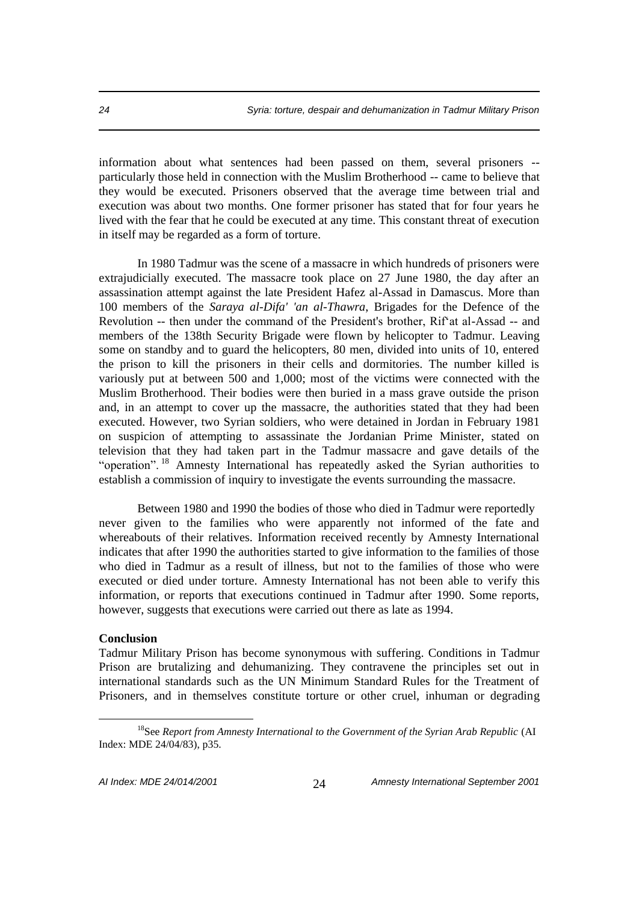information about what sentences had been passed on them, several prisoners -- particularly those held in connection with the Muslim Brotherhood -- came to believe that they would be executed. Prisoners observed that the average time between trial and execution was about two months. One former prisoner has stated that for four years he lived with the fear that he could be executed at any time. This constant threat of execution in itself may be regarded as a form of torture.

In 1980 Tadmur was the scene of a massacre in which hundreds of prisoners were extrajudicially executed. The massacre took place on 27 June 1980, the day after an assassination attempt against the late President Hafez al-Assad in Damascus. More than 100 members of the *Saraya al-Difa' 'an al-Thawra*, Brigades for the Defence of the Revolution -- then under the command of the President's brother, Rif'at al-Assad -- and members of the 138th Security Brigade were flown by helicopter to Tadmur. Leaving some on standby and to guard the helicopters, 80 men, divided into units of 10, entered the prison to kill the prisoners in their cells and dormitories. The number killed is variously put at between 500 and 1,000; most of the victims were connected with the Muslim Brotherhood. Their bodies were then buried in a mass grave outside the prison and, in an attempt to cover up the massacre, the authorities stated that they had been executed. However, two Syrian soldiers, who were detained in Jordan in February 1981 on suspicion of attempting to assassinate the Jordanian Prime Minister, stated on television that they had taken part in the Tadmur massacre and gave details of the "operation".[18] Amnesty International has repeatedly asked the Syrian authorities to establish a commission of inquiry to investigate the events surrounding the massacre.

Between 1980 and 1990 the bodies of those who died in Tadmur were reportedly never given to the families who were apparently not informed of the fate and whereabouts of their relatives. Information received recently by Amnesty International indicates that after 1990 the authorities started to give information to the families of those who died in Tadmur as a result of illness, but not to the families of those who were executed or died under torture. Amnesty International has not been able to verify this information, or reports that executions continued in Tadmur after 1990. Some reports, however, suggests that executions were carried out there as late as 1994.

**Conclusion**

Tadmur Military Prison has become synonymous with suffering. Conditions in Tadmur Prison are brutalizing and dehumanizing. They contravene the principles set out in international standards such as the UN Minimum Standard Rules for the Treatment of Prisoners, and in themselves constitute torture or other cruel, inhuman or degrading

[18] See *Report from Amnesty International to the Government of the Syrian Arab Republic* (AI Index: MDE 24/04/83), p35.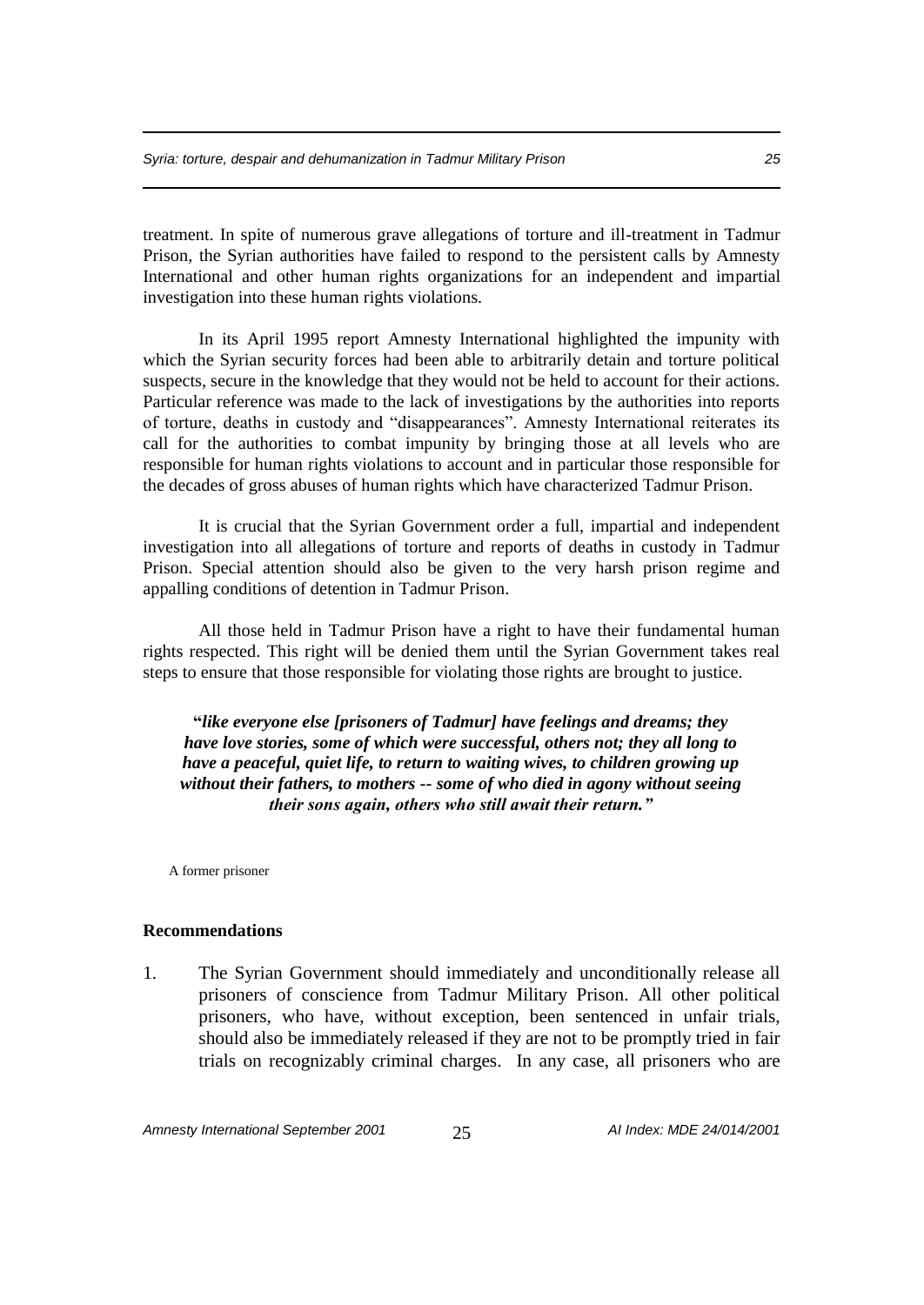treatment. In spite of numerous grave allegations of torture and ill-treatment in Tadmur Prison, the Syrian authorities have failed to respond to the persistent calls by Amnesty International and other human rights organizations for an independent and impartial investigation into these human rights violations.

In its April 1995 report Amnesty International highlighted the impunity with which the Syrian security forces had been able to arbitrarily detain and torture political suspects, secure in the knowledge that they would not be held to account for their actions. Particular reference was made to the lack of investigations by the authorities into reports of torture, deaths in custody and "disappearances". Amnesty International reiterates its call for the authorities to combat impunity by bringing those at all levels who are responsible for human rights violations to account and in particular those responsible for the decades of gross abuses of human rights which have characterized Tadmur Prison.

It is crucial that the Syrian Government order a full, impartial and independent investigation into all allegations of torture and reports of deaths in custody in Tadmur Prison. Special attention should also be given to the very harsh prison regime and appalling conditions of detention in Tadmur Prison.

All those held in Tadmur Prison have a right to have their fundamental human rights respected. This right will be denied them until the Syrian Government takes real steps to ensure that those responsible for violating those rights are brought to justice.

> ***"like everyone else [prisoners of Tadmur] have feelings and dreams; they have love stories, some of which were successful, others not; they all long to have a peaceful, quiet life, to return to waiting wives, to children growing up without their fathers, to mothers -- some of who died in agony without seeing their sons again, others who still await their return."***

A former prisoner

**Recommendations**

1. The Syrian Government should immediately and unconditionally release all prisoners of conscience from Tadmur Military Prison. All other political prisoners, who have, without exception, been sentenced in unfair trials, should also be immediately released if they are not to be promptly tried in fair trials on recognizably criminal charges. In any case, all prisoners who are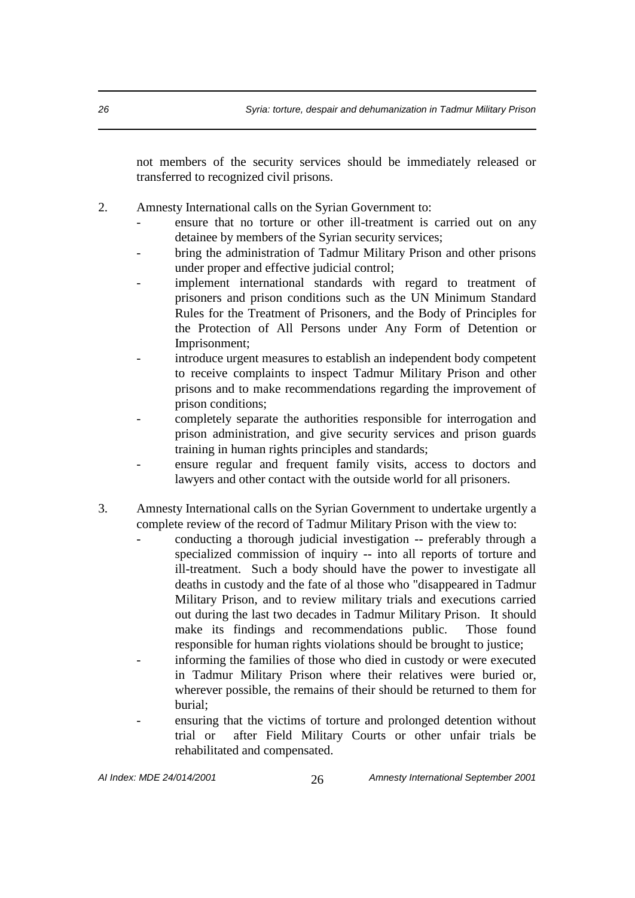not members of the security services should be immediately released or transferred to recognized civil prisons.

2. Amnesty International calls on the Syrian Government to:
   - ensure that no torture or other ill-treatment is carried out on any detainee by members of the Syrian security services;
   - bring the administration of Tadmur Military Prison and other prisons under proper and effective judicial control;
   - implement international standards with regard to treatment of prisoners and prison conditions such as the UN Minimum Standard Rules for the Treatment of Prisoners, and the Body of Principles for the Protection of All Persons under Any Form of Detention or Imprisonment;
   - introduce urgent measures to establish an independent body competent to receive complaints to inspect Tadmur Military Prison and other prisons and to make recommendations regarding the improvement of prison conditions;
   - completely separate the authorities responsible for interrogation and prison administration, and give security services and prison guards training in human rights principles and standards;
   - ensure regular and frequent family visits, access to doctors and lawyers and other contact with the outside world for all prisoners.

3. Amnesty International calls on the Syrian Government to undertake urgently a complete review of the record of Tadmur Military Prison with the view to:
   - conducting a thorough judicial investigation -- preferably through a specialized commission of inquiry -- into all reports of torture and ill-treatment. Such a body should have the power to investigate all deaths in custody and the fate of al those who "disappeared in Tadmur Military Prison, and to review military trials and executions carried out during the last two decades in Tadmur Military Prison. It should make its findings and recommendations public. Those found responsible for human rights violations should be brought to justice;
   - informing the families of those who died in custody or were executed in Tadmur Military Prison where their relatives were buried or, wherever possible, the remains of their should be returned to them for burial;
   - ensuring that the victims of torture and prolonged detention without trial or after Field Military Courts or other unfair trials be rehabilitated and compensated.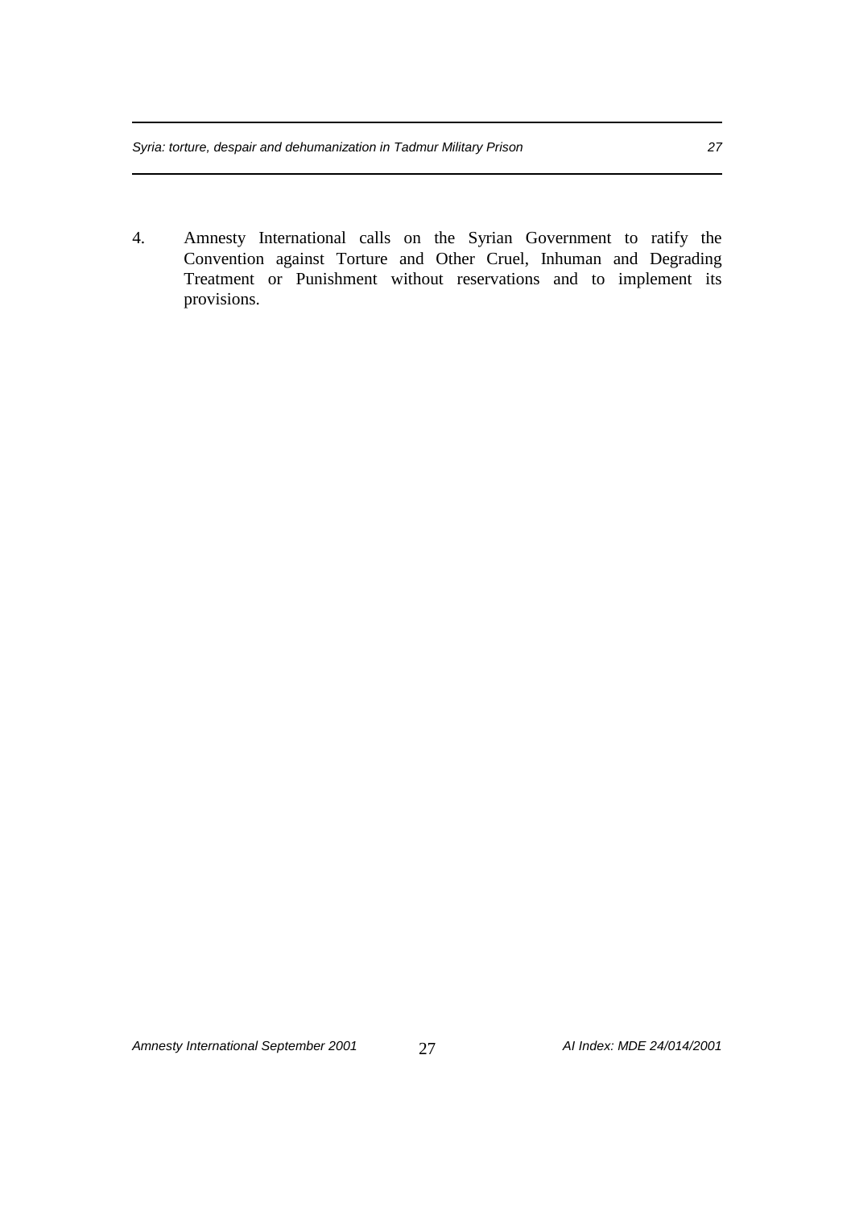4. Amnesty International calls on the Syrian Government to ratify the Convention against Torture and Other Cruel, Inhuman and Degrading Treatment or Punishment without reservations and to implement its provisions.